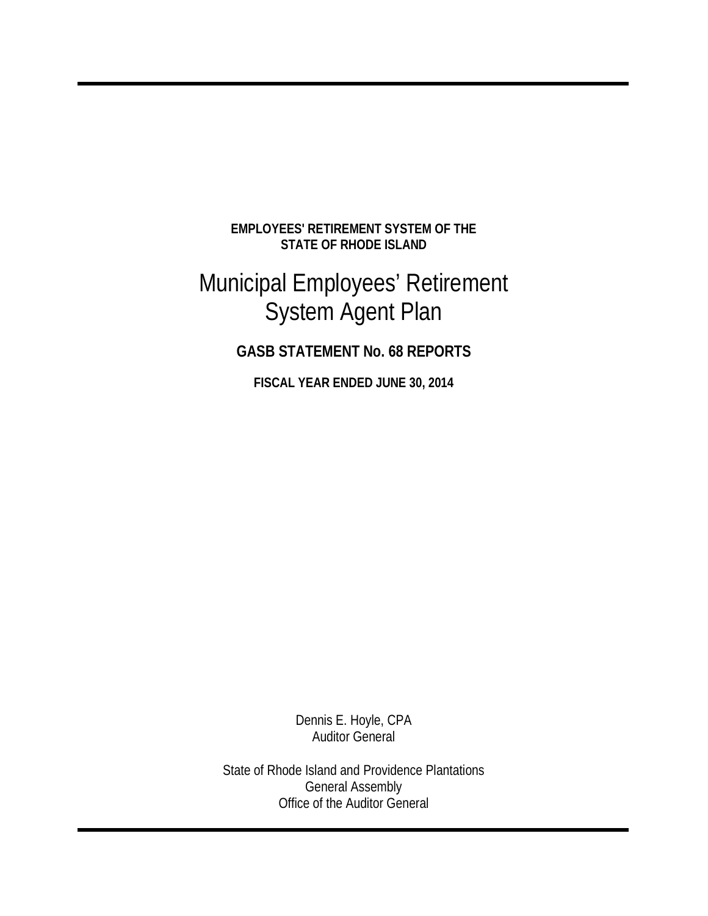**EMPLOYEES' RETIREMENT SYSTEM OF THE STATE OF RHODE ISLAND**

# Municipal Employees' Retirement System Agent Plan

## GASB STATEMENT No. 68 REPORTS

**FISCAL YEAR ENDED JUNE 30, 2014**

Dennis E. Hoyle, CPA
Auditor General

State of Rhode Island and Providence Plantations
General Assembly
Office of the Auditor General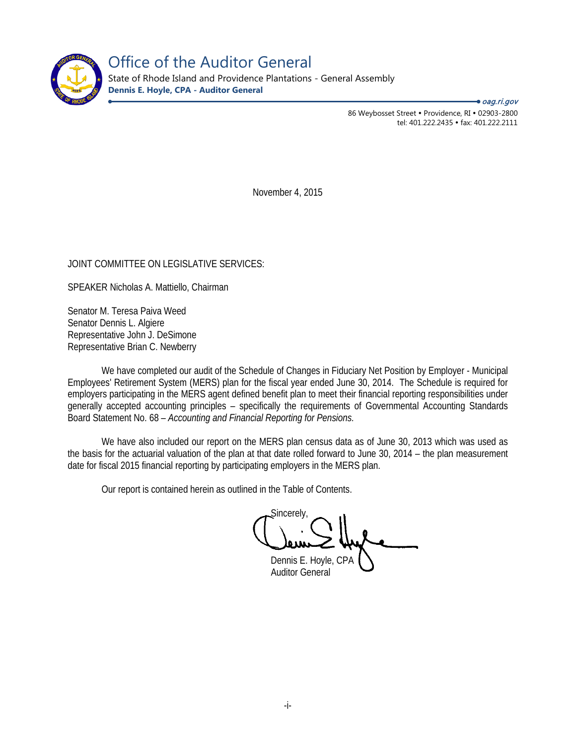# Office of the Auditor General

State of Rhode Island and Providence Plantations - General Assembly

**Dennis E. Hoyle, CPA - Auditor General**

*oag.ri.gov*

86 Weybosset Street • Providence, RI • 02903-2800
tel: 401.222.2435 • fax: 401.222.2111

November 4, 2015

JOINT COMMITTEE ON LEGISLATIVE SERVICES:

SPEAKER Nicholas A. Mattiello, Chairman

Senator M. Teresa Paiva Weed
Senator Dennis L. Algiere
Representative John J. DeSimone
Representative Brian C. Newberry

We have completed our audit of the Schedule of Changes in Fiduciary Net Position by Employer - Municipal Employees' Retirement System (MERS) plan for the fiscal year ended June 30, 2014. The Schedule is required for employers participating in the MERS agent defined benefit plan to meet their financial reporting responsibilities under generally accepted accounting principles – specifically the requirements of Governmental Accounting Standards Board Statement No. 68 – *Accounting and Financial Reporting for Pensions.*

We have also included our report on the MERS plan census data as of June 30, 2013 which was used as the basis for the actuarial valuation of the plan at that date rolled forward to June 30, 2014 – the plan measurement date for fiscal 2015 financial reporting by participating employers in the MERS plan.

Our report is contained herein as outlined in the Table of Contents.

Sincerely,

Dennis E. Hoyle, CPA
Auditor General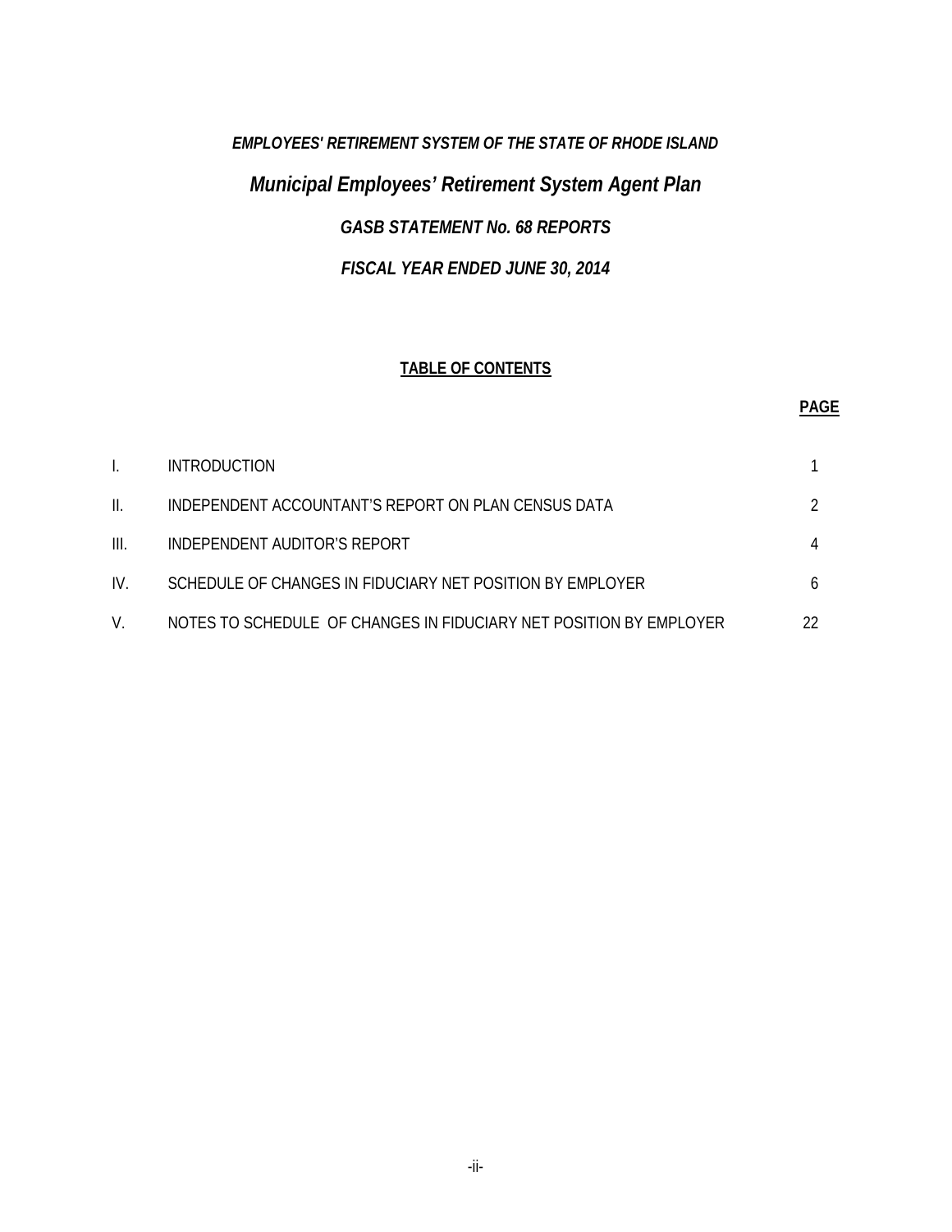*EMPLOYEES' RETIREMENT SYSTEM OF THE STATE OF RHODE ISLAND*

# *Municipal Employees' Retirement System Agent Plan*

## *GASB STATEMENT No. 68 REPORTS*

## *FISCAL YEAR ENDED JUNE 30, 2014*

**TABLE OF CONTENTS**

| | | **PAGE** |
|---|---|---|
| I. | INTRODUCTION | 1 |
| II. | INDEPENDENT ACCOUNTANT'S REPORT ON PLAN CENSUS DATA | 2 |
| III. | INDEPENDENT AUDITOR'S REPORT | 4 |
| IV. | SCHEDULE OF CHANGES IN FIDUCIARY NET POSITION BY EMPLOYER | 6 |
| V. | NOTES TO SCHEDULE OF CHANGES IN FIDUCIARY NET POSITION BY EMPLOYER | 22 |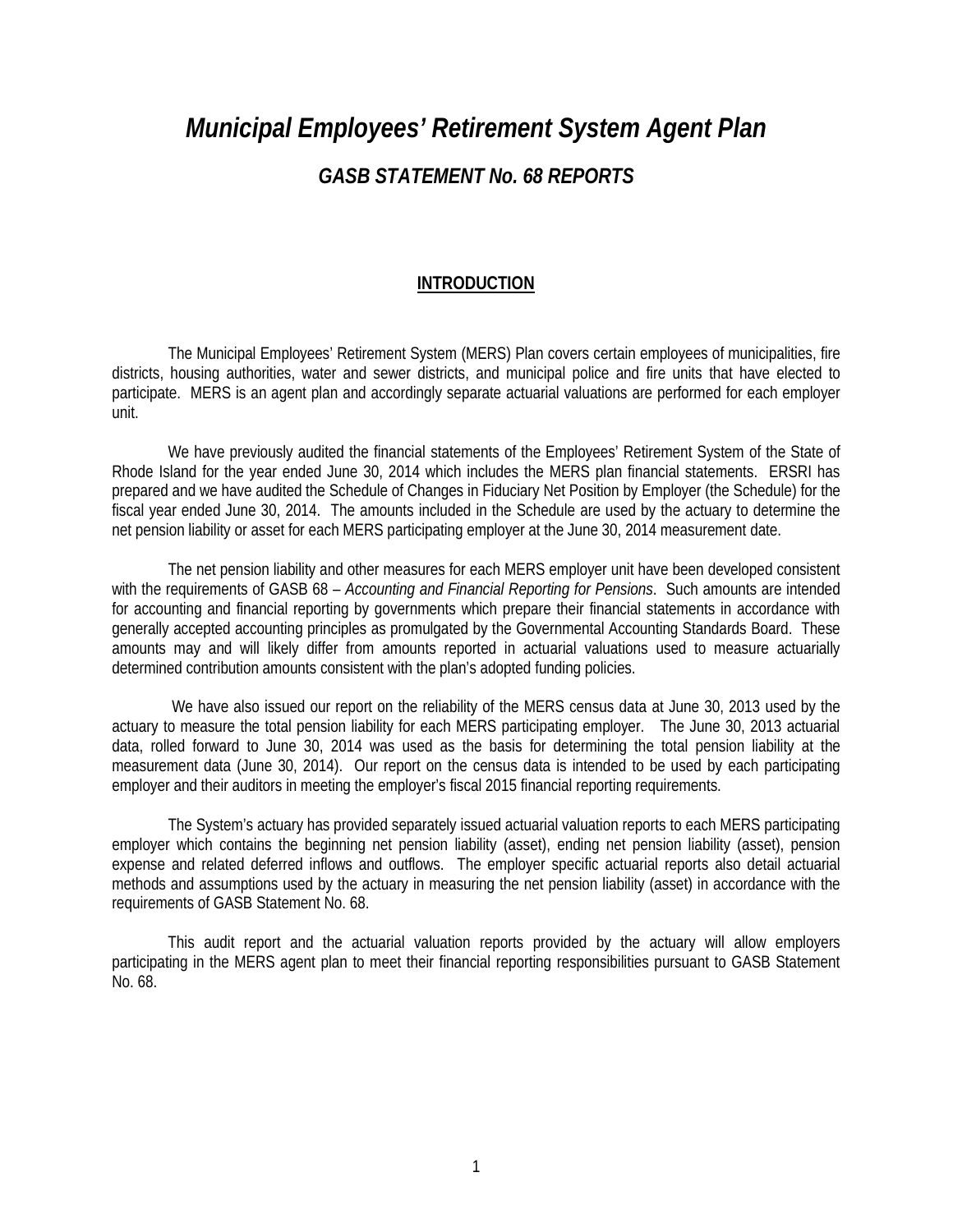# *Municipal Employees' Retirement System Agent Plan*

## *GASB STATEMENT No. 68 REPORTS*

### INTRODUCTION

The Municipal Employees' Retirement System (MERS) Plan covers certain employees of municipalities, fire districts, housing authorities, water and sewer districts, and municipal police and fire units that have elected to participate. MERS is an agent plan and accordingly separate actuarial valuations are performed for each employer unit.

We have previously audited the financial statements of the Employees' Retirement System of the State of Rhode Island for the year ended June 30, 2014 which includes the MERS plan financial statements. ERSRI has prepared and we have audited the Schedule of Changes in Fiduciary Net Position by Employer (the Schedule) for the fiscal year ended June 30, 2014. The amounts included in the Schedule are used by the actuary to determine the net pension liability or asset for each MERS participating employer at the June 30, 2014 measurement date.

The net pension liability and other measures for each MERS employer unit have been developed consistent with the requirements of GASB 68 – *Accounting and Financial Reporting for Pensions*. Such amounts are intended for accounting and financial reporting by governments which prepare their financial statements in accordance with generally accepted accounting principles as promulgated by the Governmental Accounting Standards Board. These amounts may and will likely differ from amounts reported in actuarial valuations used to measure actuarially determined contribution amounts consistent with the plan's adopted funding policies.

We have also issued our report on the reliability of the MERS census data at June 30, 2013 used by the actuary to measure the total pension liability for each MERS participating employer. The June 30, 2013 actuarial data, rolled forward to June 30, 2014 was used as the basis for determining the total pension liability at the measurement data (June 30, 2014). Our report on the census data is intended to be used by each participating employer and their auditors in meeting the employer's fiscal 2015 financial reporting requirements.

The System's actuary has provided separately issued actuarial valuation reports to each MERS participating employer which contains the beginning net pension liability (asset), ending net pension liability (asset), pension expense and related deferred inflows and outflows. The employer specific actuarial reports also detail actuarial methods and assumptions used by the actuary in measuring the net pension liability (asset) in accordance with the requirements of GASB Statement No. 68.

This audit report and the actuarial valuation reports provided by the actuary will allow employers participating in the MERS agent plan to meet their financial reporting responsibilities pursuant to GASB Statement No. 68.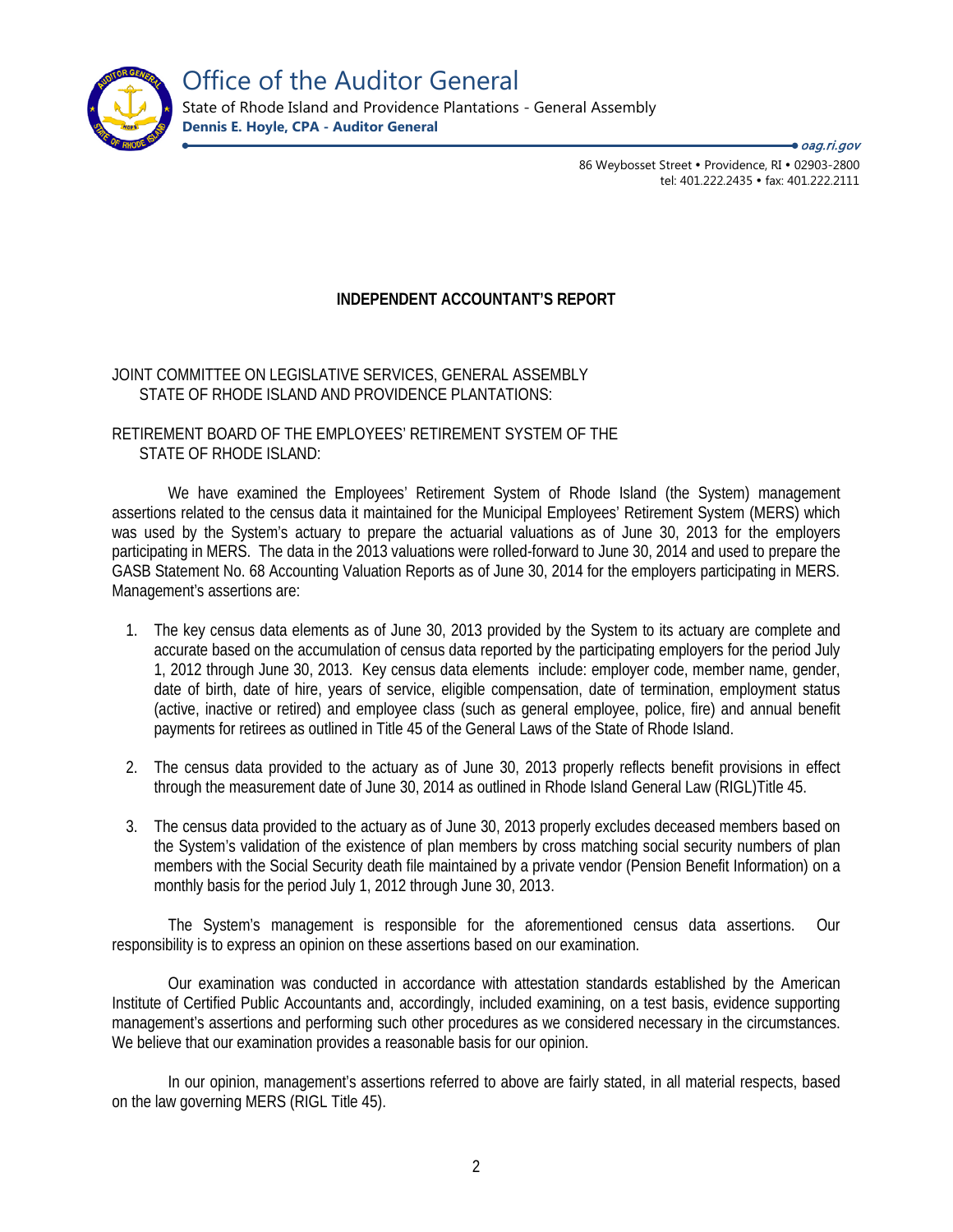# Office of the Auditor General

State of Rhode Island and Providence Plantations - General Assembly

**Dennis E. Hoyle, CPA - Auditor General**

***oag.ri.gov***

86 Weybosset Street • Providence, RI • 02903-2800
tel: 401.222.2435 • fax: 401.222.2111

## INDEPENDENT ACCOUNTANT'S REPORT

JOINT COMMITTEE ON LEGISLATIVE SERVICES, GENERAL ASSEMBLY
STATE OF RHODE ISLAND AND PROVIDENCE PLANTATIONS:

RETIREMENT BOARD OF THE EMPLOYEES' RETIREMENT SYSTEM OF THE
STATE OF RHODE ISLAND:

We have examined the Employees' Retirement System of Rhode Island (the System) management assertions related to the census data it maintained for the Municipal Employees' Retirement System (MERS) which was used by the System's actuary to prepare the actuarial valuations as of June 30, 2013 for the employers participating in MERS. The data in the 2013 valuations were rolled-forward to June 30, 2014 and used to prepare the GASB Statement No. 68 Accounting Valuation Reports as of June 30, 2014 for the employers participating in MERS. Management's assertions are:

1. The key census data elements as of June 30, 2013 provided by the System to its actuary are complete and accurate based on the accumulation of census data reported by the participating employers for the period July 1, 2012 through June 30, 2013. Key census data elements include: employer code, member name, gender, date of birth, date of hire, years of service, eligible compensation, date of termination, employment status (active, inactive or retired) and employee class (such as general employee, police, fire) and annual benefit payments for retirees as outlined in Title 45 of the General Laws of the State of Rhode Island.

2. The census data provided to the actuary as of June 30, 2013 properly reflects benefit provisions in effect through the measurement date of June 30, 2014 as outlined in Rhode Island General Law (RIGL)Title 45.

3. The census data provided to the actuary as of June 30, 2013 properly excludes deceased members based on the System's validation of the existence of plan members by cross matching social security numbers of plan members with the Social Security death file maintained by a private vendor (Pension Benefit Information) on a monthly basis for the period July 1, 2012 through June 30, 2013.

The System's management is responsible for the aforementioned census data assertions. Our responsibility is to express an opinion on these assertions based on our examination.

Our examination was conducted in accordance with attestation standards established by the American Institute of Certified Public Accountants and, accordingly, included examining, on a test basis, evidence supporting management's assertions and performing such other procedures as we considered necessary in the circumstances. We believe that our examination provides a reasonable basis for our opinion.

In our opinion, management's assertions referred to above are fairly stated, in all material respects, based on the law governing MERS (RIGL Title 45).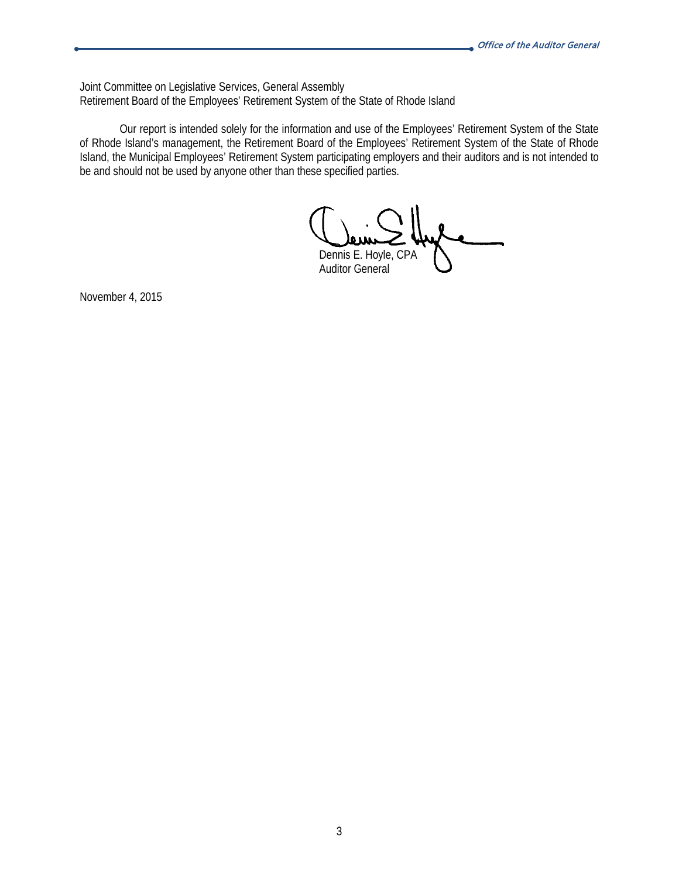Joint Committee on Legislative Services, General Assembly
Retirement Board of the Employees' Retirement System of the State of Rhode Island

Our report is intended solely for the information and use of the Employees' Retirement System of the State of Rhode Island's management, the Retirement Board of the Employees' Retirement System of the State of Rhode Island, the Municipal Employees' Retirement System participating employers and their auditors and is not intended to be and should not be used by anyone other than these specified parties.

Dennis E. Hoyle, CPA
Auditor General

November 4, 2015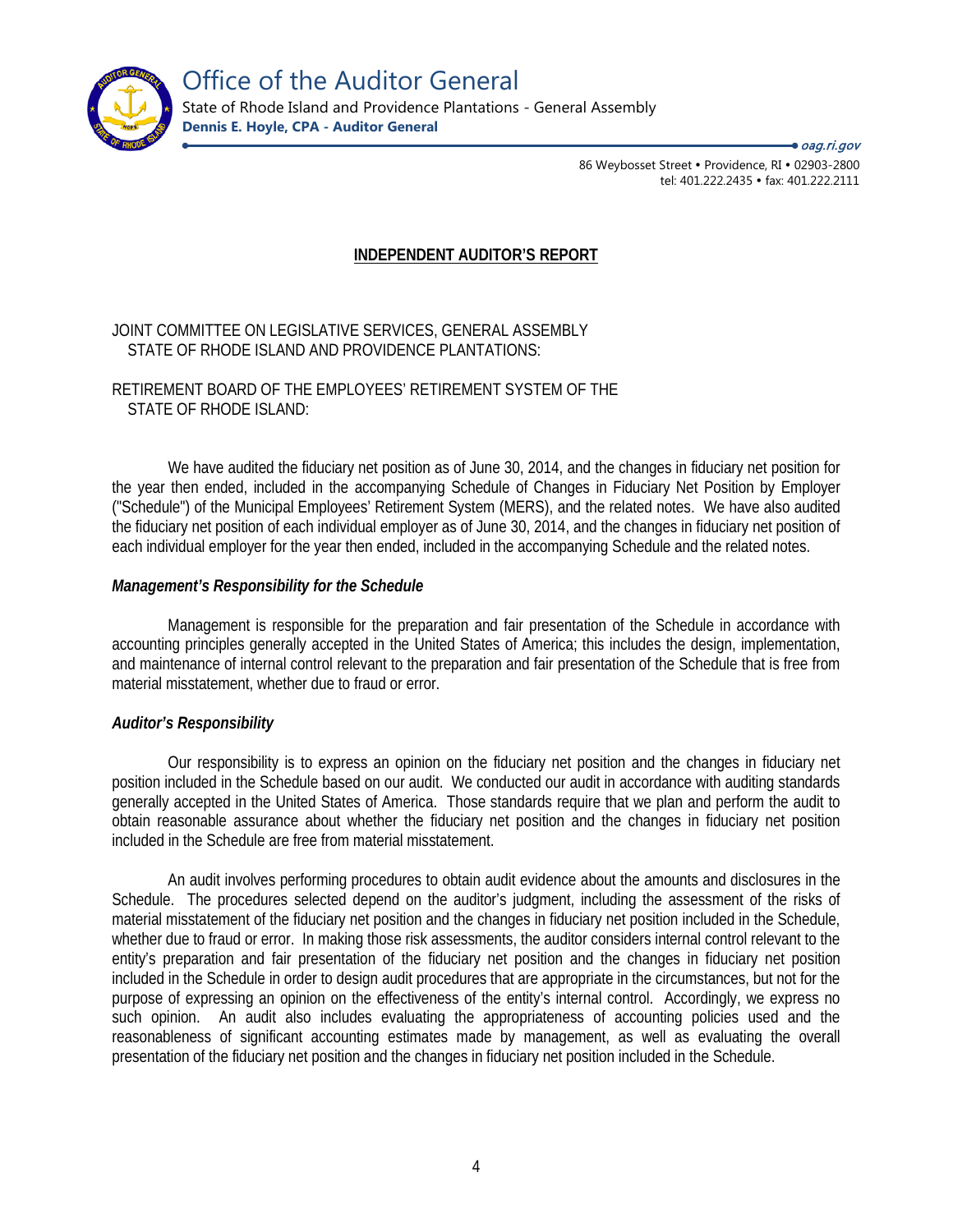# Office of the Auditor General

State of Rhode Island and Providence Plantations - General Assembly

**Dennis E. Hoyle, CPA - Auditor General**

***oag.ri.gov***

86 Weybosset Street • Providence, RI • 02903-2800
tel: 401.222.2435 • fax: 401.222.2111

## INDEPENDENT AUDITOR'S REPORT

JOINT COMMITTEE ON LEGISLATIVE SERVICES, GENERAL ASSEMBLY
STATE OF RHODE ISLAND AND PROVIDENCE PLANTATIONS:

RETIREMENT BOARD OF THE EMPLOYEES' RETIREMENT SYSTEM OF THE
STATE OF RHODE ISLAND:

We have audited the fiduciary net position as of June 30, 2014, and the changes in fiduciary net position for the year then ended, included in the accompanying Schedule of Changes in Fiduciary Net Position by Employer ("Schedule") of the Municipal Employees' Retirement System (MERS), and the related notes. We have also audited the fiduciary net position of each individual employer as of June 30, 2014, and the changes in fiduciary net position of each individual employer for the year then ended, included in the accompanying Schedule and the related notes.

### *Management's Responsibility for the Schedule*

Management is responsible for the preparation and fair presentation of the Schedule in accordance with accounting principles generally accepted in the United States of America; this includes the design, implementation, and maintenance of internal control relevant to the preparation and fair presentation of the Schedule that is free from material misstatement, whether due to fraud or error.

### *Auditor's Responsibility*

Our responsibility is to express an opinion on the fiduciary net position and the changes in fiduciary net position included in the Schedule based on our audit. We conducted our audit in accordance with auditing standards generally accepted in the United States of America. Those standards require that we plan and perform the audit to obtain reasonable assurance about whether the fiduciary net position and the changes in fiduciary net position included in the Schedule are free from material misstatement.

An audit involves performing procedures to obtain audit evidence about the amounts and disclosures in the Schedule. The procedures selected depend on the auditor's judgment, including the assessment of the risks of material misstatement of the fiduciary net position and the changes in fiduciary net position included in the Schedule, whether due to fraud or error. In making those risk assessments, the auditor considers internal control relevant to the entity's preparation and fair presentation of the fiduciary net position and the changes in fiduciary net position included in the Schedule in order to design audit procedures that are appropriate in the circumstances, but not for the purpose of expressing an opinion on the effectiveness of the entity's internal control. Accordingly, we express no such opinion. An audit also includes evaluating the appropriateness of accounting policies used and the reasonableness of significant accounting estimates made by management, as well as evaluating the overall presentation of the fiduciary net position and the changes in fiduciary net position included in the Schedule.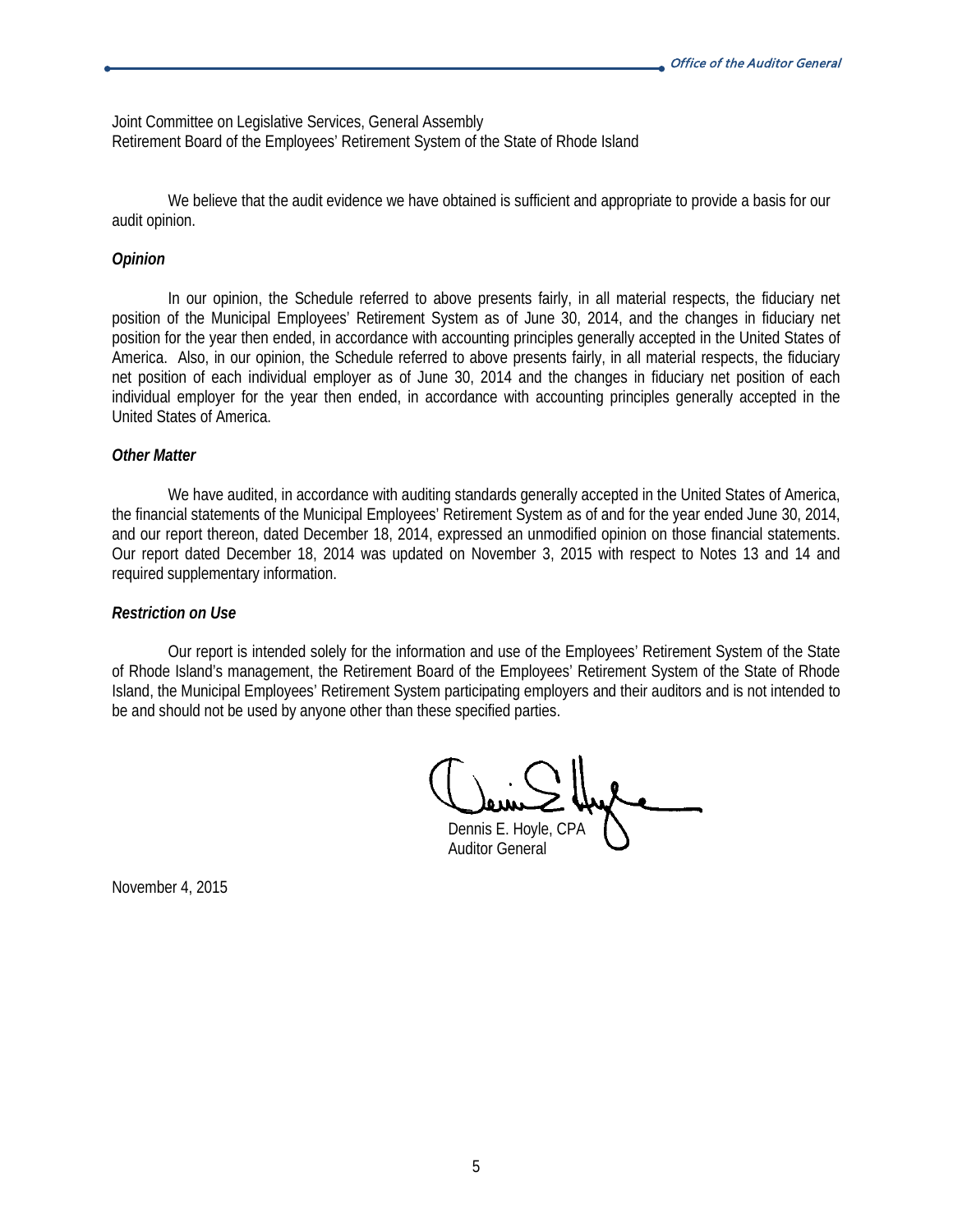Joint Committee on Legislative Services, General Assembly
Retirement Board of the Employees' Retirement System of the State of Rhode Island

We believe that the audit evidence we have obtained is sufficient and appropriate to provide a basis for our audit opinion.

***Opinion***

In our opinion, the Schedule referred to above presents fairly, in all material respects, the fiduciary net position of the Municipal Employees' Retirement System as of June 30, 2014, and the changes in fiduciary net position for the year then ended, in accordance with accounting principles generally accepted in the United States of America. Also, in our opinion, the Schedule referred to above presents fairly, in all material respects, the fiduciary net position of each individual employer as of June 30, 2014 and the changes in fiduciary net position of each individual employer for the year then ended, in accordance with accounting principles generally accepted in the United States of America.

***Other Matter***

We have audited, in accordance with auditing standards generally accepted in the United States of America, the financial statements of the Municipal Employees' Retirement System as of and for the year ended June 30, 2014, and our report thereon, dated December 18, 2014, expressed an unmodified opinion on those financial statements. Our report dated December 18, 2014 was updated on November 3, 2015 with respect to Notes 13 and 14 and required supplementary information.

***Restriction on Use***

Our report is intended solely for the information and use of the Employees' Retirement System of the State of Rhode Island's management, the Retirement Board of the Employees' Retirement System of the State of Rhode Island, the Municipal Employees' Retirement System participating employers and their auditors and is not intended to be and should not be used by anyone other than these specified parties.

Dennis E. Hoyle, CPA
Auditor General

November 4, 2015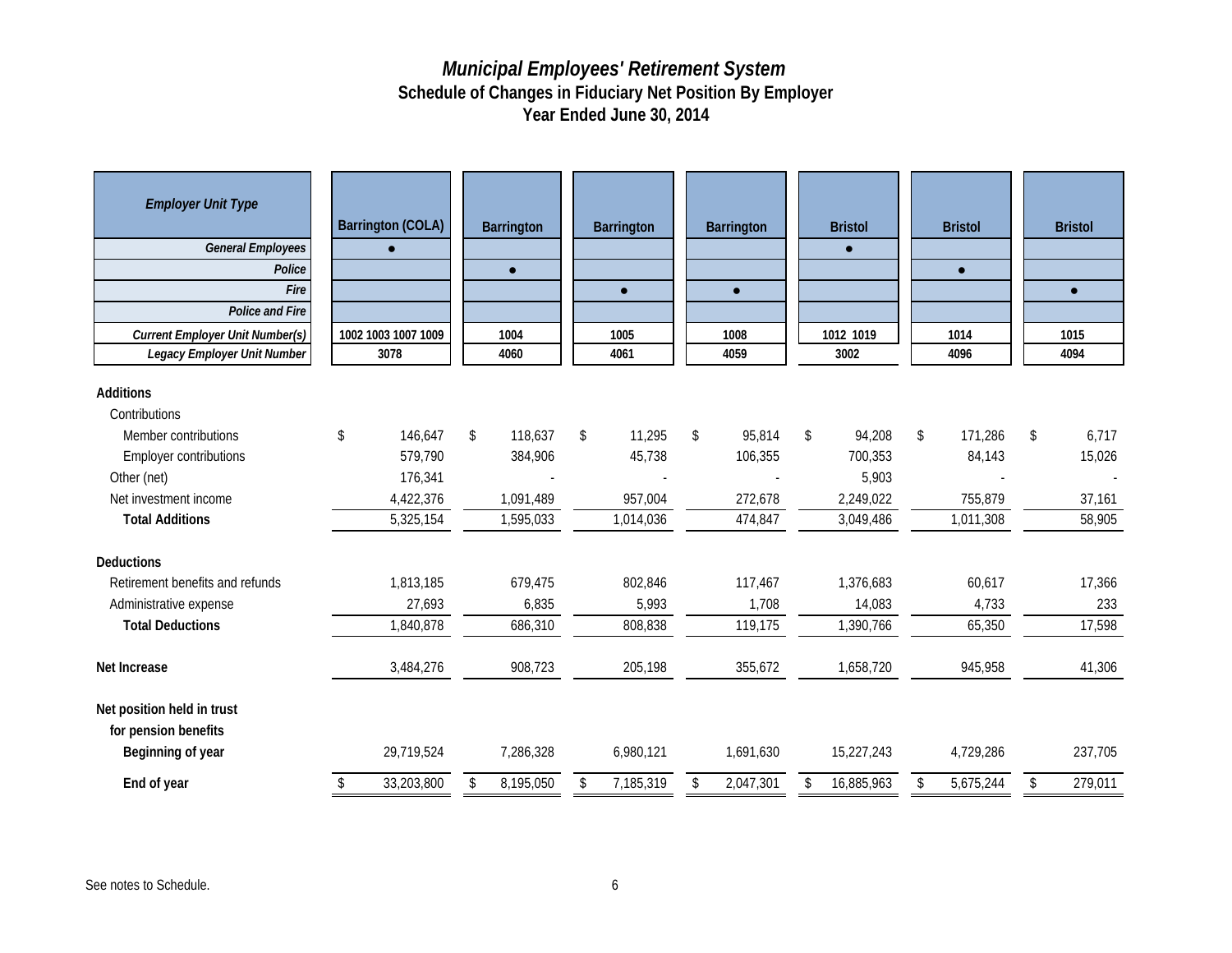# *Municipal Employees' Retirement System*

## Schedule of Changes in Fiduciary Net Position By Employer

## Year Ended June 30, 2014

| *Employer Unit Type* | Barrington (COLA) | Barrington | Barrington | Barrington | Bristol | Bristol | Bristol |
|---|---|---|---|---|---|---|---|
| *General Employees* | ● | | | | ● | | |
| *Police* | | ● | | | | ● | |
| *Fire* | | | ● | ● | | | ● |
| *Police and Fire* | | | | | | | |
| *Current Employer Unit Number(s)* | 1002 1003 1007 1009 | 1004 | 1005 | 1008 | 1012 1019 | 1014 | 1015 |
| *Legacy Employer Unit Number* | 3078 | 4060 | 4061 | 4059 | 3002 | 4096 | 4094 |
| **Additions** | | | | | | | |
| Contributions | | | | | | | |
| Member contributions | $ 146,647 | $ 118,637 | $ 11,295 | $ 95,814 | $ 94,208 | $ 171,286 | $ 6,717 |
| Employer contributions | 579,790 | 384,906 | 45,738 | 106,355 | 700,353 | 84,143 | 15,026 |
| Other (net) | 176,341 | - | - | - | 5,903 | - | - |
| Net investment income | 4,422,376 | 1,091,489 | 957,004 | 272,678 | 2,249,022 | 755,879 | 37,161 |
| **Total Additions** | 5,325,154 | 1,595,033 | 1,014,036 | 474,847 | 3,049,486 | 1,011,308 | 58,905 |
| **Deductions** | | | | | | | |
| Retirement benefits and refunds | 1,813,185 | 679,475 | 802,846 | 117,467 | 1,376,683 | 60,617 | 17,366 |
| Administrative expense | 27,693 | 6,835 | 5,993 | 1,708 | 14,083 | 4,733 | 233 |
| **Total Deductions** | 1,840,878 | 686,310 | 808,838 | 119,175 | 1,390,766 | 65,350 | 17,598 |
| **Net Increase** | 3,484,276 | 908,723 | 205,198 | 355,672 | 1,658,720 | 945,958 | 41,306 |
| **Net position held in trust for pension benefits** | | | | | | | |
| **Beginning of year** | 29,719,524 | 7,286,328 | 6,980,121 | 1,691,630 | 15,227,243 | 4,729,286 | 237,705 |
| **End of year** | $ 33,203,800 | $ 8,195,050 | $ 7,185,319 | $ 2,047,301 | $ 16,885,963 | $ 5,675,244 | $ 279,011 |

See notes to Schedule.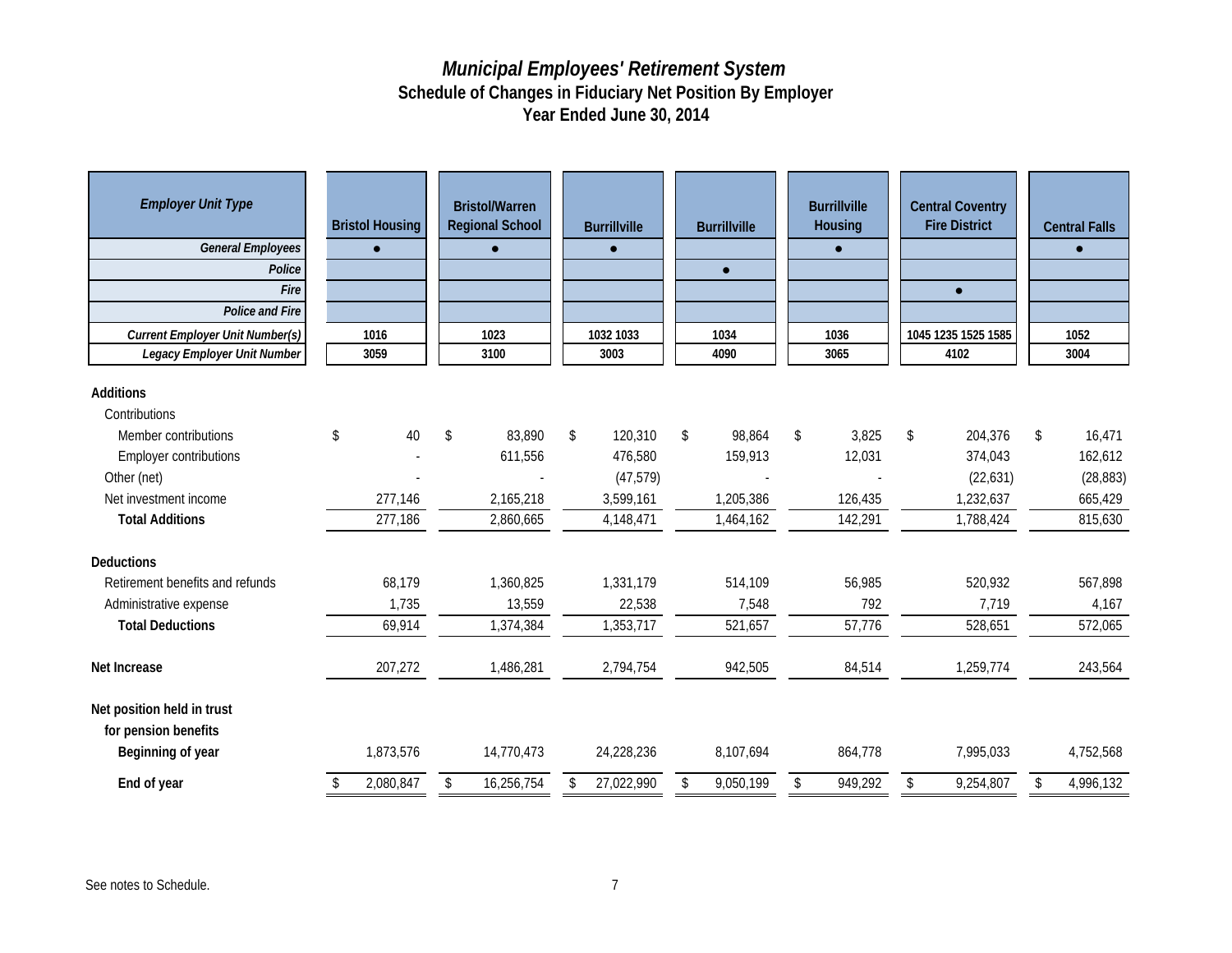# *Municipal Employees' Retirement System*
## Schedule of Changes in Fiduciary Net Position By Employer
## Year Ended June 30, 2014

| *Employer Unit Type* | Bristol Housing | Bristol/Warren Regional School | Burrillville | Burrillville | Burrillville Housing | Central Coventry Fire District | Central Falls |
|---|---|---|---|---|---|---|---|
| *General Employees* | ● | ● | ● | | ● | | ● |
| *Police* | | | | ● | | | |
| *Fire* | | | | | | ● | |
| *Police and Fire* | | | | | | | |
| *Current Employer Unit Number(s)* | 1016 | 1023 | 1032 1033 | 1034 | 1036 | 1045 1235 1525 1585 | 1052 |
| *Legacy Employer Unit Number* | 3059 | 3100 | 3003 | 4090 | 3065 | 4102 | 3004 |
| **Additions** | | | | | | | |
| Contributions | | | | | | | |
| Member contributions | $ 40 | $ 83,890 | $ 120,310 | $ 98,864 | $ 3,825 | $ 204,376 | $ 16,471 |
| Employer contributions | - | 611,556 | 476,580 | 159,913 | 12,031 | 374,043 | 162,612 |
| Other (net) | - | - | (47,579) | - | - | (22,631) | (28,883) |
| Net investment income | 277,146 | 2,165,218 | 3,599,161 | 1,205,386 | 126,435 | 1,232,637 | 665,429 |
| **Total Additions** | 277,186 | 2,860,665 | 4,148,471 | 1,464,162 | 142,291 | 1,788,424 | 815,630 |
| **Deductions** | | | | | | | |
| Retirement benefits and refunds | 68,179 | 1,360,825 | 1,331,179 | 514,109 | 56,985 | 520,932 | 567,898 |
| Administrative expense | 1,735 | 13,559 | 22,538 | 7,548 | 792 | 7,719 | 4,167 |
| **Total Deductions** | 69,914 | 1,374,384 | 1,353,717 | 521,657 | 57,776 | 528,651 | 572,065 |
| **Net Increase** | 207,272 | 1,486,281 | 2,794,754 | 942,505 | 84,514 | 1,259,774 | 243,564 |
| **Net position held in trust for pension benefits** | | | | | | | |
| **Beginning of year** | 1,873,576 | 14,770,473 | 24,228,236 | 8,107,694 | 864,778 | 7,995,033 | 4,752,568 |
| **End of year** | $ 2,080,847 | $ 16,256,754 | $ 27,022,990 | $ 9,050,199 | $ 949,292 | $ 9,254,807 | $ 4,996,132 |

See notes to Schedule.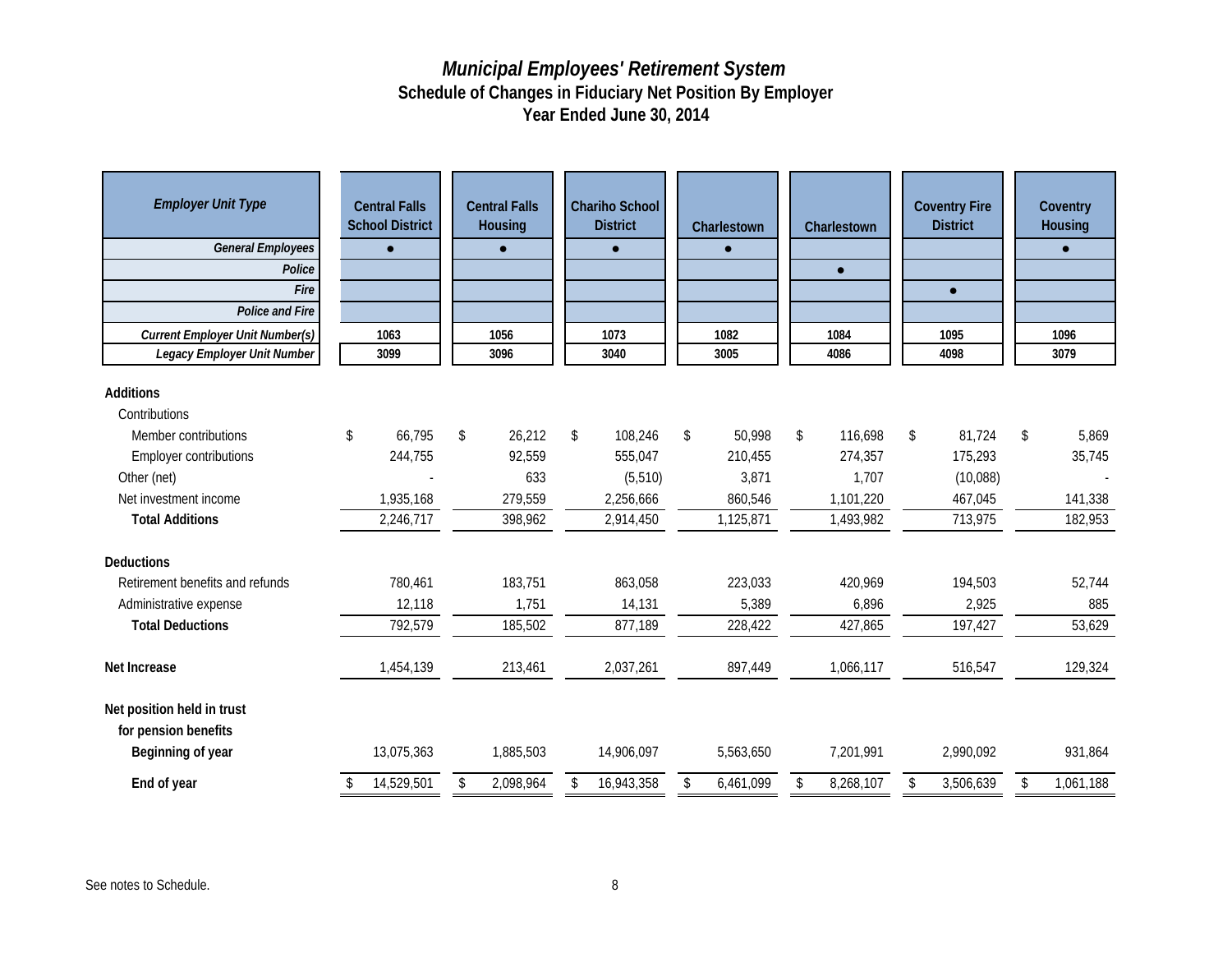# *Municipal Employees' Retirement System*
## Schedule of Changes in Fiduciary Net Position By Employer
## Year Ended June 30, 2014

| *Employer Unit Type* | Central Falls School District | Central Falls Housing | Chariho School District | Charlestown | Charlestown | Coventry Fire District | Coventry Housing |
|---|---|---|---|---|---|---|---|
| *General Employees* | ● | ● | ● | ● | | | ● |
| *Police* | | | | | ● | | |
| *Fire* | | | | | | ● | |
| *Police and Fire* | | | | | | | |
| *Current Employer Unit Number(s)* | 1063 | 1056 | 1073 | 1082 | 1084 | 1095 | 1096 |
| *Legacy Employer Unit Number* | 3099 | 3096 | 3040 | 3005 | 4086 | 4098 | 3079 |
| **Additions** | | | | | | | |
| Contributions | | | | | | | |
| Member contributions | $ 66,795 | $ 26,212 | $ 108,246 | $ 50,998 | $ 116,698 | $ 81,724 | $ 5,869 |
| Employer contributions | 244,755 | 92,559 | 555,047 | 210,455 | 274,357 | 175,293 | 35,745 |
| Other (net) | - | 633 | (5,510) | 3,871 | 1,707 | (10,088) | - |
| Net investment income | 1,935,168 | 279,559 | 2,256,666 | 860,546 | 1,101,220 | 467,045 | 141,338 |
| **Total Additions** | 2,246,717 | 398,962 | 2,914,450 | 1,125,871 | 1,493,982 | 713,975 | 182,953 |
| **Deductions** | | | | | | | |
| Retirement benefits and refunds | 780,461 | 183,751 | 863,058 | 223,033 | 420,969 | 194,503 | 52,744 |
| Administrative expense | 12,118 | 1,751 | 14,131 | 5,389 | 6,896 | 2,925 | 885 |
| **Total Deductions** | 792,579 | 185,502 | 877,189 | 228,422 | 427,865 | 197,427 | 53,629 |
| **Net Increase** | 1,454,139 | 213,461 | 2,037,261 | 897,449 | 1,066,117 | 516,547 | 129,324 |
| **Net position held in trust for pension benefits** | | | | | | | |
| **Beginning of year** | 13,075,363 | 1,885,503 | 14,906,097 | 5,563,650 | 7,201,991 | 2,990,092 | 931,864 |
| **End of year** | $ 14,529,501 | $ 2,098,964 | $ 16,943,358 | $ 6,461,099 | $ 8,268,107 | $ 3,506,639 | $ 1,061,188 |

See notes to Schedule.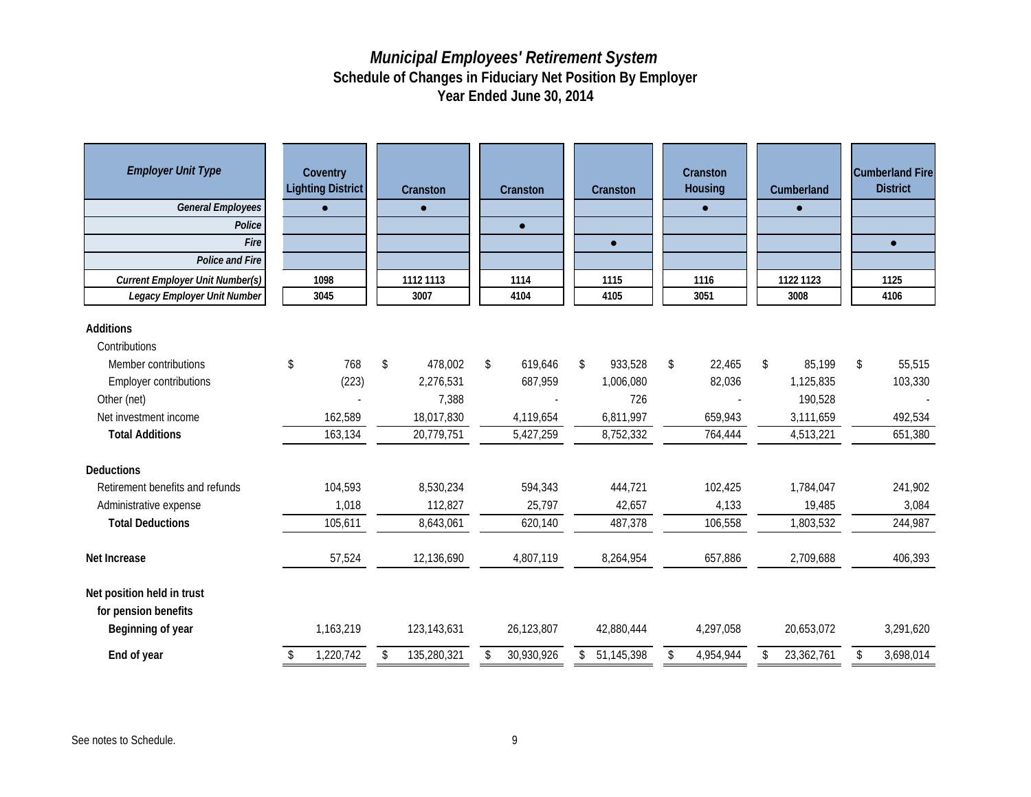# *Municipal Employees' Retirement System*
## Schedule of Changes in Fiduciary Net Position By Employer
## Year Ended June 30, 2014

| *Employer Unit Type* | Coventry Lighting District | Cranston | Cranston | Cranston | Cranston Housing | Cumberland | Cumberland Fire District |
|---|---|---|---|---|---|---|---|
| *General Employees* | ● | ● | | | ● | ● | |
| *Police* | | | ● | | | | |
| *Fire* | | | | ● | | | ● |
| *Police and Fire* | | | | | | | |
| *Current Employer Unit Number(s)* | 1098 | 1112 1113 | 1114 | 1115 | 1116 | 1122 1123 | 1125 |
| *Legacy Employer Unit Number* | 3045 | 3007 | 4104 | 4105 | 3051 | 3008 | 4106 |
| **Additions** | | | | | | | |
| Contributions | | | | | | | |
| Member contributions | $ 768 | $ 478,002 | $ 619,646 | $ 933,528 | $ 22,465 | $ 85,199 | $ 55,515 |
| Employer contributions | (223) | 2,276,531 | 687,959 | 1,006,080 | 82,036 | 1,125,835 | 103,330 |
| Other (net) | - | 7,388 | - | 726 | - | 190,528 | - |
| Net investment income | 162,589 | 18,017,830 | 4,119,654 | 6,811,997 | 659,943 | 3,111,659 | 492,534 |
| **Total Additions** | 163,134 | 20,779,751 | 5,427,259 | 8,752,332 | 764,444 | 4,513,221 | 651,380 |
| **Deductions** | | | | | | | |
| Retirement benefits and refunds | 104,593 | 8,530,234 | 594,343 | 444,721 | 102,425 | 1,784,047 | 241,902 |
| Administrative expense | 1,018 | 112,827 | 25,797 | 42,657 | 4,133 | 19,485 | 3,084 |
| **Total Deductions** | 105,611 | 8,643,061 | 620,140 | 487,378 | 106,558 | 1,803,532 | 244,987 |
| **Net Increase** | 57,524 | 12,136,690 | 4,807,119 | 8,264,954 | 657,886 | 2,709,688 | 406,393 |
| **Net position held in trust for pension benefits** | | | | | | | |
| **Beginning of year** | 1,163,219 | 123,143,631 | 26,123,807 | 42,880,444 | 4,297,058 | 20,653,072 | 3,291,620 |
| **End of year** | $ 1,220,742 | $ 135,280,321 | $ 30,930,926 | $ 51,145,398 | $ 4,954,944 | $ 23,362,761 | $ 3,698,014 |

See notes to Schedule.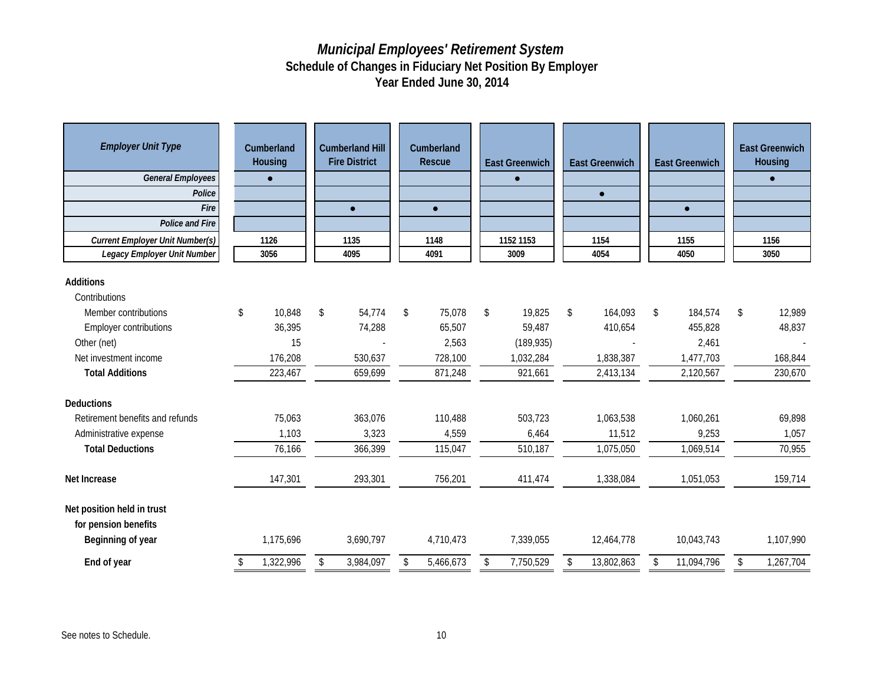# *Municipal Employees' Retirement System*
## Schedule of Changes in Fiduciary Net Position By Employer
## Year Ended June 30, 2014

| *Employer Unit Type* | Cumberland Housing | Cumberland Hill Fire District | Cumberland Rescue | East Greenwich | East Greenwich | East Greenwich | East Greenwich Housing |
|---|---|---|---|---|---|---|---|
| *General Employees* | ● | | | ● | | | ● |
| *Police* | | | | | ● | | |
| *Fire* | | ● | ● | | | ● | |
| *Police and Fire* | | | | | | | |
| *Current Employer Unit Number(s)* | 1126 | 1135 | 1148 | 1152 1153 | 1154 | 1155 | 1156 |
| *Legacy Employer Unit Number* | 3056 | 4095 | 4091 | 3009 | 4054 | 4050 | 3050 |
| **Additions** | | | | | | | |
| Contributions | | | | | | | |
| Member contributions | $ 10,848 | $ 54,774 | $ 75,078 | $ 19,825 | $ 164,093 | $ 184,574 | $ 12,989 |
| Employer contributions | 36,395 | 74,288 | 65,507 | 59,487 | 410,654 | 455,828 | 48,837 |
| Other (net) | 15 | - | 2,563 | (189,935) | - | 2,461 | - |
| Net investment income | 176,208 | 530,637 | 728,100 | 1,032,284 | 1,838,387 | 1,477,703 | 168,844 |
| **Total Additions** | 223,467 | 659,699 | 871,248 | 921,661 | 2,413,134 | 2,120,567 | 230,670 |
| **Deductions** | | | | | | | |
| Retirement benefits and refunds | 75,063 | 363,076 | 110,488 | 503,723 | 1,063,538 | 1,060,261 | 69,898 |
| Administrative expense | 1,103 | 3,323 | 4,559 | 6,464 | 11,512 | 9,253 | 1,057 |
| **Total Deductions** | 76,166 | 366,399 | 115,047 | 510,187 | 1,075,050 | 1,069,514 | 70,955 |
| **Net Increase** | 147,301 | 293,301 | 756,201 | 411,474 | 1,338,084 | 1,051,053 | 159,714 |
| **Net position held in trust for pension benefits** | | | | | | | |
| **Beginning of year** | 1,175,696 | 3,690,797 | 4,710,473 | 7,339,055 | 12,464,778 | 10,043,743 | 1,107,990 |
| **End of year** | $ 1,322,996 | $ 3,984,097 | $ 5,466,673 | $ 7,750,529 | $ 13,802,863 | $ 11,094,796 | $ 1,267,704 |

See notes to Schedule.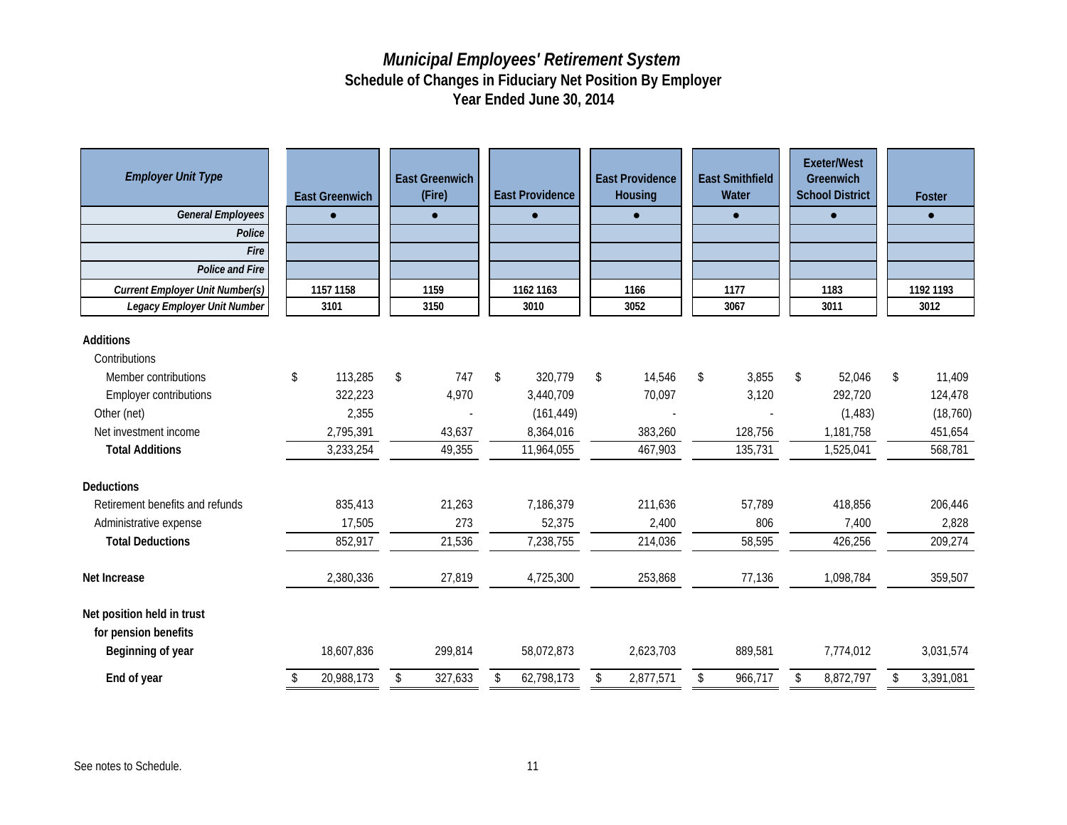# *Municipal Employees' Retirement System*
## Schedule of Changes in Fiduciary Net Position By Employer
## Year Ended June 30, 2014

| *Employer Unit Type* | East Greenwich | East Greenwich (Fire) | East Providence | East Providence Housing | East Smithfield Water | Exeter/West Greenwich School District | Foster |
|---|---|---|---|---|---|---|---|
| *General Employees* | ● | ● | ● | ● | ● | ● | ● |
| *Police* | | | | | | | |
| *Fire* | | | | | | | |
| *Police and Fire* | | | | | | | |
| *Current Employer Unit Number(s)* | 1157 1158 | 1159 | 1162 1163 | 1166 | 1177 | 1183 | 1192 1193 |
| *Legacy Employer Unit Number* | 3101 | 3150 | 3010 | 3052 | 3067 | 3011 | 3012 |
| **Additions** | | | | | | | |
| Contributions | | | | | | | |
| Member contributions | $ 113,285 | $ 747 | $ 320,779 | $ 14,546 | $ 3,855 | $ 52,046 | $ 11,409 |
| Employer contributions | 322,223 | 4,970 | 3,440,709 | 70,097 | 3,120 | 292,720 | 124,478 |
| Other (net) | 2,355 | - | (161,449) | - | - | (1,483) | (18,760) |
| Net investment income | 2,795,391 | 43,637 | 8,364,016 | 383,260 | 128,756 | 1,181,758 | 451,654 |
| **Total Additions** | 3,233,254 | 49,355 | 11,964,055 | 467,903 | 135,731 | 1,525,041 | 568,781 |
| **Deductions** | | | | | | | |
| Retirement benefits and refunds | 835,413 | 21,263 | 7,186,379 | 211,636 | 57,789 | 418,856 | 206,446 |
| Administrative expense | 17,505 | 273 | 52,375 | 2,400 | 806 | 7,400 | 2,828 |
| **Total Deductions** | 852,917 | 21,536 | 7,238,755 | 214,036 | 58,595 | 426,256 | 209,274 |
| **Net Increase** | 2,380,336 | 27,819 | 4,725,300 | 253,868 | 77,136 | 1,098,784 | 359,507 |
| **Net position held in trust for pension benefits** | | | | | | | |
| **Beginning of year** | 18,607,836 | 299,814 | 58,072,873 | 2,623,703 | 889,581 | 7,774,012 | 3,031,574 |
| **End of year** | $ 20,988,173 | $ 327,633 | $ 62,798,173 | $ 2,877,571 | $ 966,717 | $ 8,872,797 | $ 3,391,081 |

See notes to Schedule.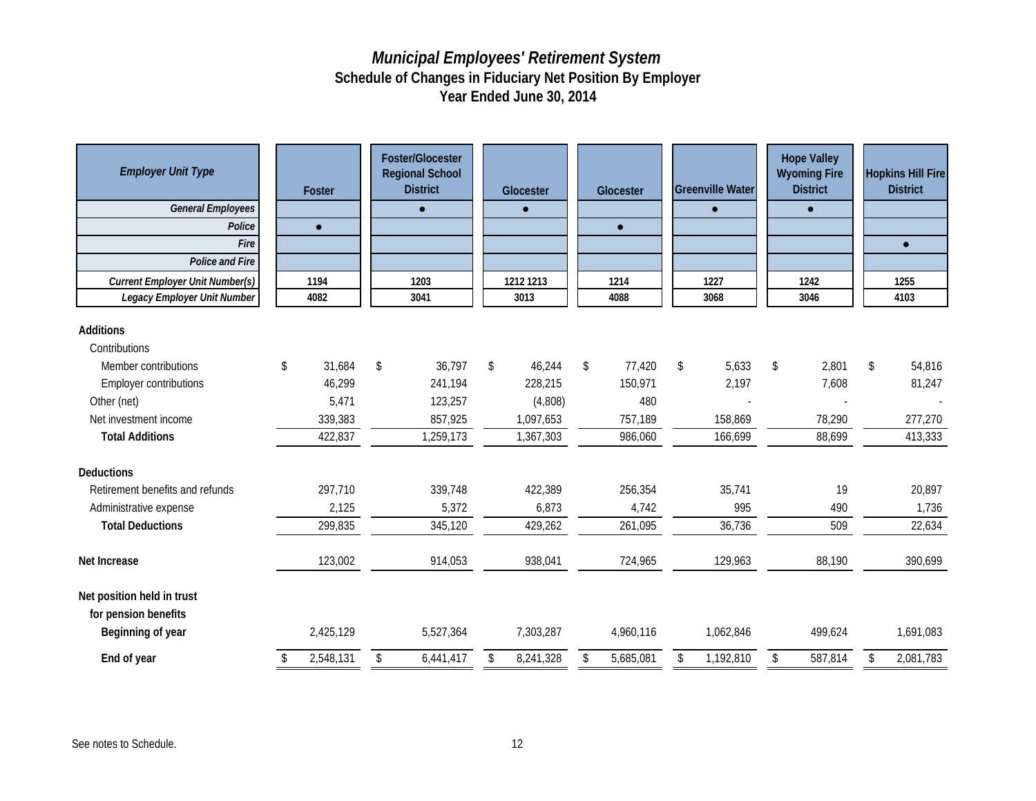# *Municipal Employees' Retirement System*
## Schedule of Changes in Fiduciary Net Position By Employer
## Year Ended June 30, 2014

| *Employer Unit Type* | Foster | Foster/Glocester Regional School District | Glocester | Glocester | Greenville Water | Hope Valley Wyoming Fire District | Hopkins Hill Fire District |
|---|---|---|---|---|---|---|---|
| *General Employees* | | ● | ● | | ● | ● | |
| *Police* | ● | | | ● | | | |
| *Fire* | | | | | | | ● |
| *Police and Fire* | | | | | | | |
| *Current Employer Unit Number(s)* | 1194 | 1203 | 1212 1213 | 1214 | 1227 | 1242 | 1255 |
| *Legacy Employer Unit Number* | 4082 | 3041 | 3013 | 4088 | 3068 | 3046 | 4103 |
| **Additions** | | | | | | | |
| Contributions | | | | | | | |
| Member contributions | $ 31,684 | $ 36,797 | $ 46,244 | $ 77,420 | $ 5,633 | $ 2,801 | $ 54,816 |
| Employer contributions | 46,299 | 241,194 | 228,215 | 150,971 | 2,197 | 7,608 | 81,247 |
| Other (net) | 5,471 | 123,257 | (4,808) | 480 | - | - | - |
| Net investment income | 339,383 | 857,925 | 1,097,653 | 757,189 | 158,869 | 78,290 | 277,270 |
| **Total Additions** | 422,837 | 1,259,173 | 1,367,303 | 986,060 | 166,699 | 88,699 | 413,333 |
| **Deductions** | | | | | | | |
| Retirement benefits and refunds | 297,710 | 339,748 | 422,389 | 256,354 | 35,741 | 19 | 20,897 |
| Administrative expense | 2,125 | 5,372 | 6,873 | 4,742 | 995 | 490 | 1,736 |
| **Total Deductions** | 299,835 | 345,120 | 429,262 | 261,095 | 36,736 | 509 | 22,634 |
| **Net Increase** | 123,002 | 914,053 | 938,041 | 724,965 | 129,963 | 88,190 | 390,699 |
| **Net position held in trust for pension benefits** | | | | | | | |
| **Beginning of year** | 2,425,129 | 5,527,364 | 7,303,287 | 4,960,116 | 1,062,846 | 499,624 | 1,691,083 |
| **End of year** | $ 2,548,131 | $ 6,441,417 | $ 8,241,328 | $ 5,685,081 | $ 1,192,810 | $ 587,814 | $ 2,081,783 |

See notes to Schedule.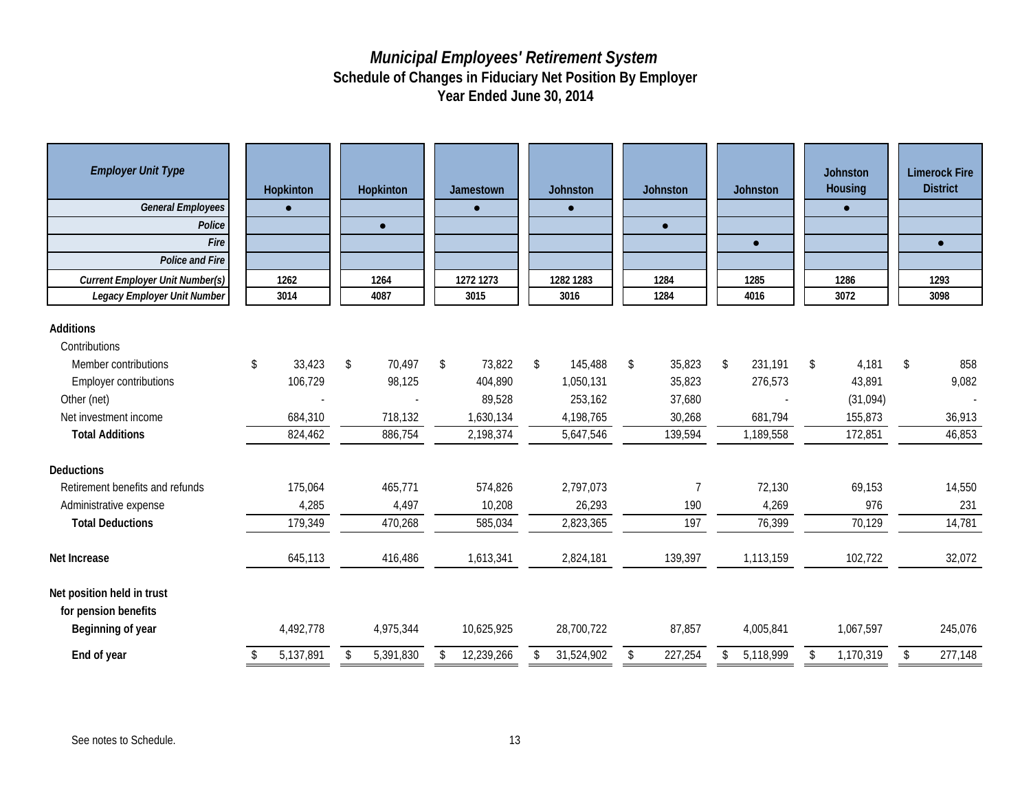# *Municipal Employees' Retirement System*

## Schedule of Changes in Fiduciary Net Position By Employer

## Year Ended June 30, 2014

| *Employer Unit Type* | Hopkinton | Hopkinton | Jamestown | Johnston | Johnston | Johnston | Johnston Housing | Limerock Fire District |
|---|---|---|---|---|---|---|---|---|
| *General Employees* | ● | | ● | ● | | | ● | |
| *Police* | | ● | | | ● | | | |
| *Fire* | | | | | | ● | | ● |
| *Police and Fire* | | | | | | | | |
| *Current Employer Unit Number(s)* | 1262 | 1264 | 1272 1273 | 1282 1283 | 1284 | 1285 | 1286 | 1293 |
| *Legacy Employer Unit Number* | 3014 | 4087 | 3015 | 3016 | 1284 | 4016 | 3072 | 3098 |
| **Additions** | | | | | | | | |
| Contributions | | | | | | | | |
| Member contributions | $ 33,423 | $ 70,497 | $ 73,822 | $ 145,488 | $ 35,823 | $ 231,191 | $ 4,181 | $ 858 |
| Employer contributions | 106,729 | 98,125 | 404,890 | 1,050,131 | 35,823 | 276,573 | 43,891 | 9,082 |
| Other (net) | - | - | 89,528 | 253,162 | 37,680 | - | (31,094) | - |
| Net investment income | 684,310 | 718,132 | 1,630,134 | 4,198,765 | 30,268 | 681,794 | 155,873 | 36,913 |
| **Total Additions** | 824,462 | 886,754 | 2,198,374 | 5,647,546 | 139,594 | 1,189,558 | 172,851 | 46,853 |
| **Deductions** | | | | | | | | |
| Retirement benefits and refunds | 175,064 | 465,771 | 574,826 | 2,797,073 | 7 | 72,130 | 69,153 | 14,550 |
| Administrative expense | 4,285 | 4,497 | 10,208 | 26,293 | 190 | 4,269 | 976 | 231 |
| **Total Deductions** | 179,349 | 470,268 | 585,034 | 2,823,365 | 197 | 76,399 | 70,129 | 14,781 |
| **Net Increase** | 645,113 | 416,486 | 1,613,341 | 2,824,181 | 139,397 | 1,113,159 | 102,722 | 32,072 |
| **Net position held in trust for pension benefits** | | | | | | | | |
| **Beginning of year** | 4,492,778 | 4,975,344 | 10,625,925 | 28,700,722 | 87,857 | 4,005,841 | 1,067,597 | 245,076 |
| **End of year** | $ 5,137,891 | $ 5,391,830 | $ 12,239,266 | $ 31,524,902 | $ 227,254 | $ 5,118,999 | $ 1,170,319 | $ 277,148 |

See notes to Schedule.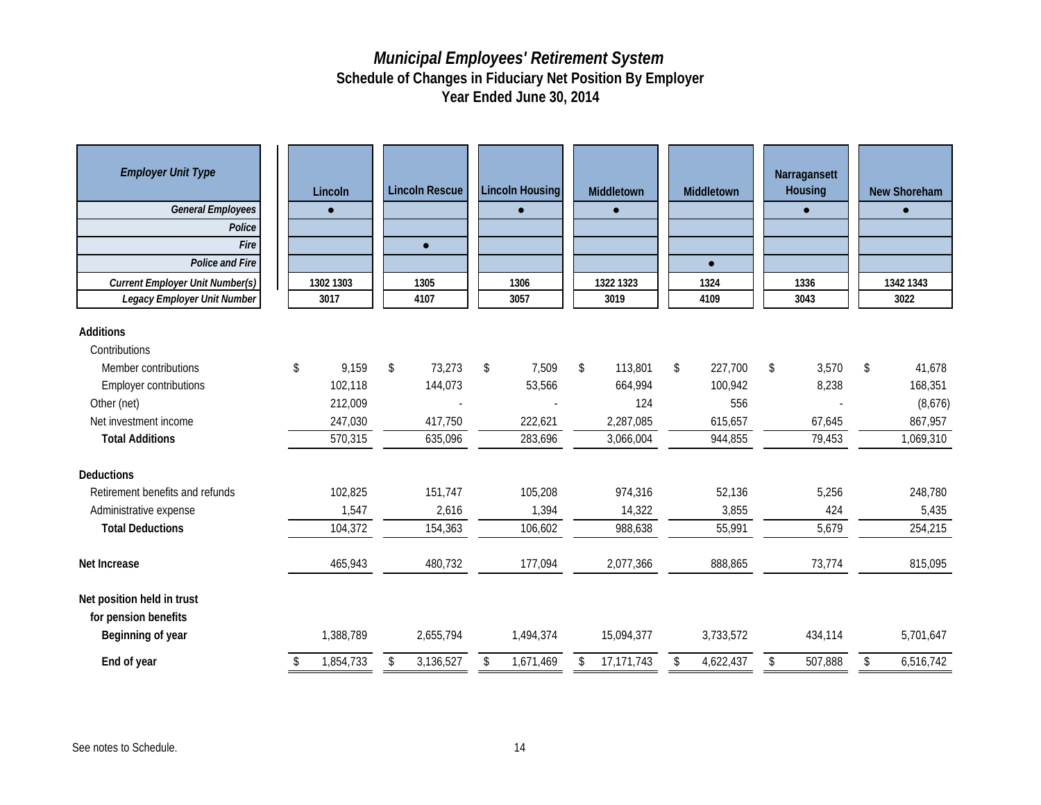# *Municipal Employees' Retirement System*
## Schedule of Changes in Fiduciary Net Position By Employer
## Year Ended June 30, 2014

| *Employer Unit Type* | Lincoln | Lincoln Rescue | Lincoln Housing | Middletown | Middletown | Narragansett Housing | New Shoreham |
|---|---|---|---|---|---|---|---|
| *General Employees* | ● | | ● | ● | | ● | ● |
| *Police* | | | | | | | |
| *Fire* | | ● | | | | | |
| *Police and Fire* | | | | | ● | | |
| *Current Employer Unit Number(s)* | 1302 1303 | 1305 | 1306 | 1322 1323 | 1324 | 1336 | 1342 1343 |
| *Legacy Employer Unit Number* | 3017 | 4107 | 3057 | 3019 | 4109 | 3043 | 3022 |
| **Additions** | | | | | | | |
| Contributions | | | | | | | |
| Member contributions | $ 9,159 | $ 73,273 | $ 7,509 | $ 113,801 | $ 227,700 | $ 3,570 | $ 41,678 |
| Employer contributions | 102,118 | 144,073 | 53,566 | 664,994 | 100,942 | 8,238 | 168,351 |
| Other (net) | 212,009 | - | - | 124 | 556 | - | (8,676) |
| Net investment income | 247,030 | 417,750 | 222,621 | 2,287,085 | 615,657 | 67,645 | 867,957 |
| **Total Additions** | 570,315 | 635,096 | 283,696 | 3,066,004 | 944,855 | 79,453 | 1,069,310 |
| **Deductions** | | | | | | | |
| Retirement benefits and refunds | 102,825 | 151,747 | 105,208 | 974,316 | 52,136 | 5,256 | 248,780 |
| Administrative expense | 1,547 | 2,616 | 1,394 | 14,322 | 3,855 | 424 | 5,435 |
| **Total Deductions** | 104,372 | 154,363 | 106,602 | 988,638 | 55,991 | 5,679 | 254,215 |
| **Net Increase** | 465,943 | 480,732 | 177,094 | 2,077,366 | 888,865 | 73,774 | 815,095 |
| **Net position held in trust for pension benefits** | | | | | | | |
| **Beginning of year** | 1,388,789 | 2,655,794 | 1,494,374 | 15,094,377 | 3,733,572 | 434,114 | 5,701,647 |
| **End of year** | $ 1,854,733 | $ 3,136,527 | $ 1,671,469 | $ 17,171,743 | $ 4,622,437 | $ 507,888 | $ 6,516,742 |

See notes to Schedule.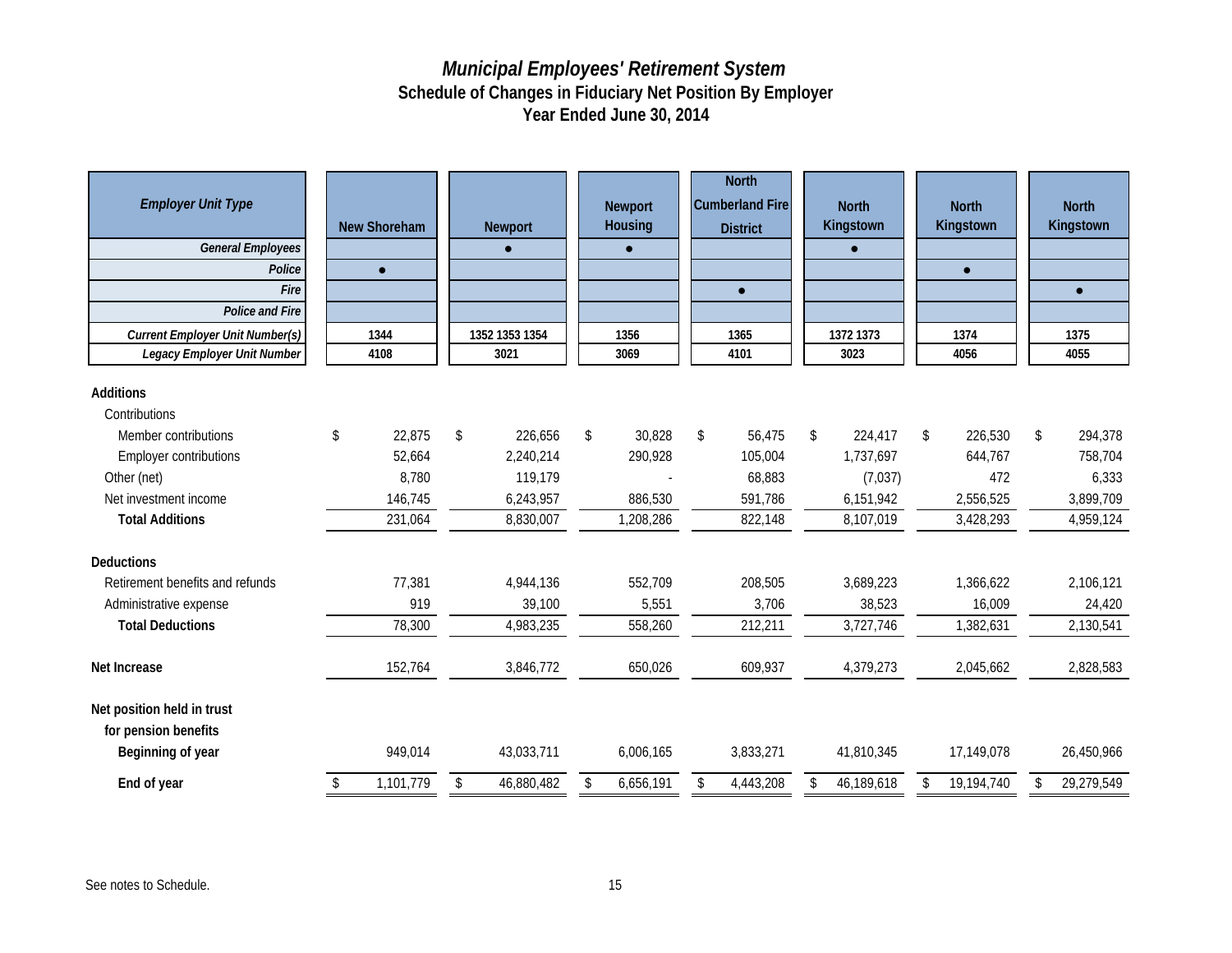# *Municipal Employees' Retirement System*
## Schedule of Changes in Fiduciary Net Position By Employer
## Year Ended June 30, 2014

| *Employer Unit Type* | New Shoreham | Newport | Newport Housing | North Cumberland Fire District | North Kingstown | North Kingstown | North Kingstown |
|---|---|---|---|---|---|---|---|
| *General Employees* | | ● | ● | | ● | | |
| *Police* | ● | | | | | ● | |
| *Fire* | | | | ● | | | ● |
| *Police and Fire* | | | | | | | |
| *Current Employer Unit Number(s)* | 1344 | 1352 1353 1354 | 1356 | 1365 | 1372 1373 | 1374 | 1375 |
| *Legacy Employer Unit Number* | 4108 | 3021 | 3069 | 4101 | 3023 | 4056 | 4055 |
| **Additions** | | | | | | | |
| Contributions | | | | | | | |
| Member contributions | $ 22,875 | $ 226,656 | $ 30,828 | $ 56,475 | $ 224,417 | $ 226,530 | $ 294,378 |
| Employer contributions | 52,664 | 2,240,214 | 290,928 | 105,004 | 1,737,697 | 644,767 | 758,704 |
| Other (net) | 8,780 | 119,179 | - | 68,883 | (7,037) | 472 | 6,333 |
| Net investment income | 146,745 | 6,243,957 | 886,530 | 591,786 | 6,151,942 | 2,556,525 | 3,899,709 |
| **Total Additions** | 231,064 | 8,830,007 | 1,208,286 | 822,148 | 8,107,019 | 3,428,293 | 4,959,124 |
| **Deductions** | | | | | | | |
| Retirement benefits and refunds | 77,381 | 4,944,136 | 552,709 | 208,505 | 3,689,223 | 1,366,622 | 2,106,121 |
| Administrative expense | 919 | 39,100 | 5,551 | 3,706 | 38,523 | 16,009 | 24,420 |
| **Total Deductions** | 78,300 | 4,983,235 | 558,260 | 212,211 | 3,727,746 | 1,382,631 | 2,130,541 |
| **Net Increase** | 152,764 | 3,846,772 | 650,026 | 609,937 | 4,379,273 | 2,045,662 | 2,828,583 |
| **Net position held in trust for pension benefits** | | | | | | | |
| **Beginning of year** | 949,014 | 43,033,711 | 6,006,165 | 3,833,271 | 41,810,345 | 17,149,078 | 26,450,966 |
| **End of year** | $ 1,101,779 | $ 46,880,482 | $ 6,656,191 | $ 4,443,208 | $ 46,189,618 | $ 19,194,740 | $ 29,279,549 |

See notes to Schedule.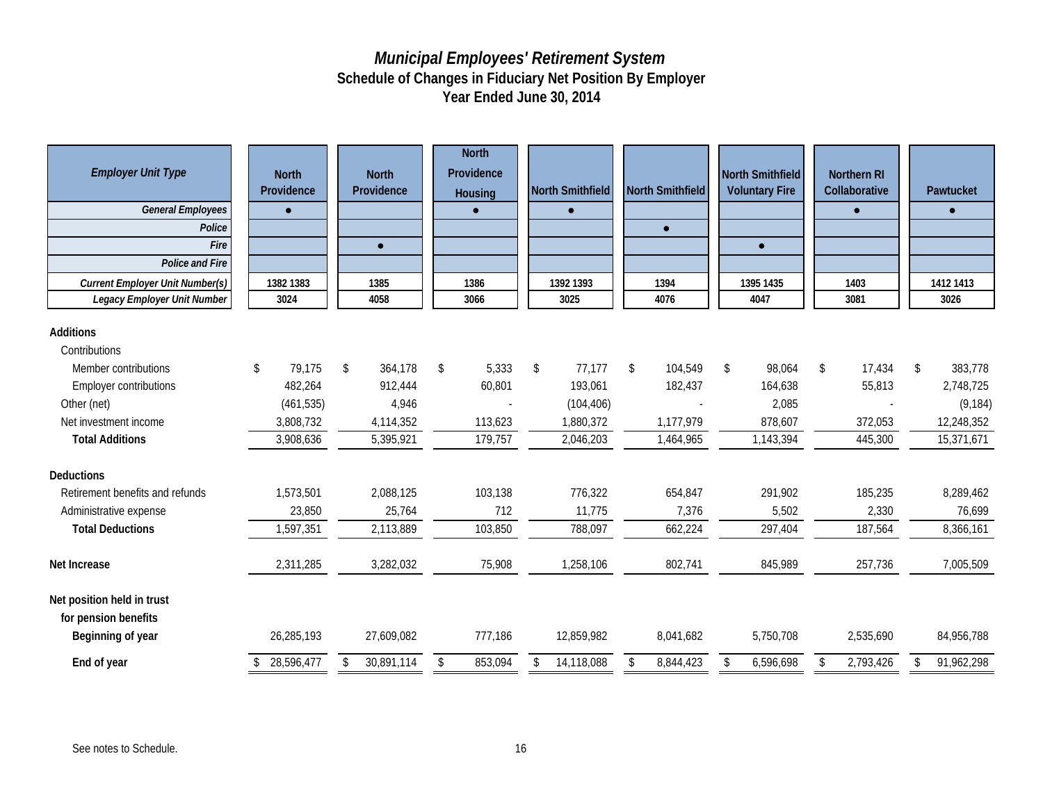# *Municipal Employees' Retirement System*
## Schedule of Changes in Fiduciary Net Position By Employer
## Year Ended June 30, 2014

| *Employer Unit Type* | North Providence | North Providence | North Providence Housing | North Smithfield | North Smithfield | North Smithfield Voluntary Fire | Northern RI Collaborative | Pawtucket |
|---|---|---|---|---|---|---|---|---|
| *General Employees* | ● | | ● | ● | | | ● | ● |
| *Police* | | | | | ● | | | |
| *Fire* | | ● | | | | ● | | |
| *Police and Fire* | | | | | | | | |
| *Current Employer Unit Number(s)* | 1382 1383 | 1385 | 1386 | 1392 1393 | 1394 | 1395 1435 | 1403 | 1412 1413 |
| *Legacy Employer Unit Number* | 3024 | 4058 | 3066 | 3025 | 4076 | 4047 | 3081 | 3026 |
| **Additions** | | | | | | | | |
| Contributions | | | | | | | | |
| Member contributions | $ 79,175 | $ 364,178 | $ 5,333 | $ 77,177 | $ 104,549 | $ 98,064 | $ 17,434 | $ 383,778 |
| Employer contributions | 482,264 | 912,444 | 60,801 | 193,061 | 182,437 | 164,638 | 55,813 | 2,748,725 |
| Other (net) | (461,535) | 4,946 | - | (104,406) | - | 2,085 | - | (9,184) |
| Net investment income | 3,808,732 | 4,114,352 | 113,623 | 1,880,372 | 1,177,979 | 878,607 | 372,053 | 12,248,352 |
| **Total Additions** | 3,908,636 | 5,395,921 | 179,757 | 2,046,203 | 1,464,965 | 1,143,394 | 445,300 | 15,371,671 |
| **Deductions** | | | | | | | | |
| Retirement benefits and refunds | 1,573,501 | 2,088,125 | 103,138 | 776,322 | 654,847 | 291,902 | 185,235 | 8,289,462 |
| Administrative expense | 23,850 | 25,764 | 712 | 11,775 | 7,376 | 5,502 | 2,330 | 76,699 |
| **Total Deductions** | 1,597,351 | 2,113,889 | 103,850 | 788,097 | 662,224 | 297,404 | 187,564 | 8,366,161 |
| **Net Increase** | 2,311,285 | 3,282,032 | 75,908 | 1,258,106 | 802,741 | 845,989 | 257,736 | 7,005,509 |
| **Net position held in trust for pension benefits** | | | | | | | | |
| **Beginning of year** | 26,285,193 | 27,609,082 | 777,186 | 12,859,982 | 8,041,682 | 5,750,708 | 2,535,690 | 84,956,788 |
| **End of year** | $ 28,596,477 | $ 30,891,114 | $ 853,094 | $ 14,118,088 | $ 8,844,423 | $ 6,596,698 | $ 2,793,426 | $ 91,962,298 |

See notes to Schedule.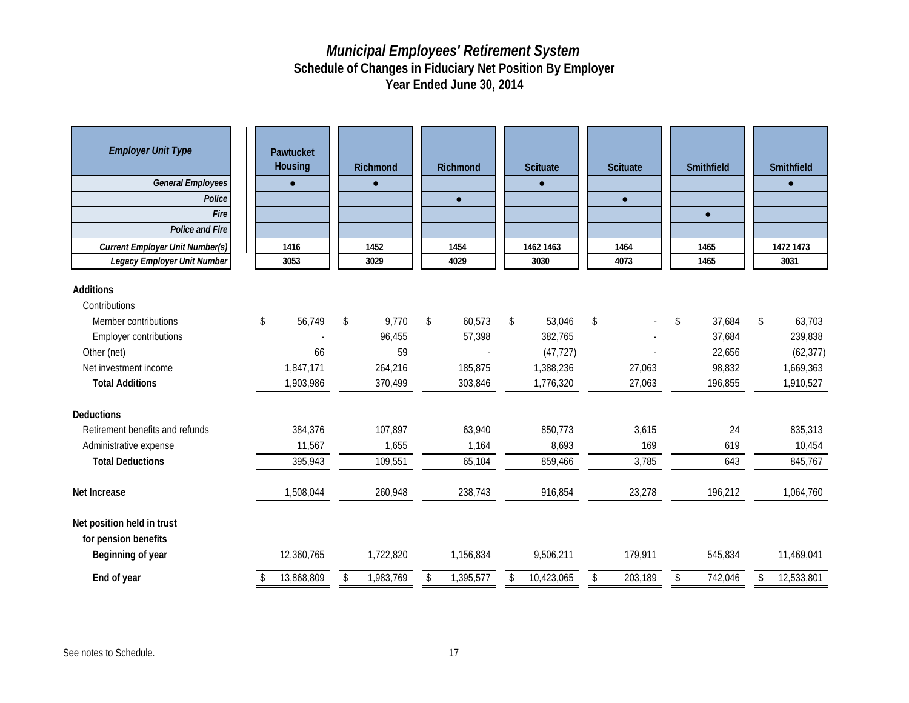# *Municipal Employees' Retirement System*
## Schedule of Changes in Fiduciary Net Position By Employer
## Year Ended June 30, 2014

| *Employer Unit Type* | Pawtucket Housing | Richmond | Richmond | Scituate | Scituate | Smithfield | Smithfield |
|---|---|---|---|---|---|---|---|
| *General Employees* | ● | ● | | ● | | | ● |
| *Police* | | | ● | | ● | | |
| *Fire* | | | | | | ● | |
| *Police and Fire* | | | | | | | |
| *Current Employer Unit Number(s)* | 1416 | 1452 | 1454 | 1462 1463 | 1464 | 1465 | 1472 1473 |
| *Legacy Employer Unit Number* | 3053 | 3029 | 4029 | 3030 | 4073 | 1465 | 3031 |
| **Additions** | | | | | | | |
| Contributions | | | | | | | |
| Member contributions | $ 56,749 | $ 9,770 | $ 60,573 | $ 53,046 | $ - | $ 37,684 | $ 63,703 |
| Employer contributions | - | 96,455 | 57,398 | 382,765 | - | 37,684 | 239,838 |
| Other (net) | 66 | 59 | - | (47,727) | - | 22,656 | (62,377) |
| Net investment income | 1,847,171 | 264,216 | 185,875 | 1,388,236 | 27,063 | 98,832 | 1,669,363 |
| **Total Additions** | 1,903,986 | 370,499 | 303,846 | 1,776,320 | 27,063 | 196,855 | 1,910,527 |
| **Deductions** | | | | | | | |
| Retirement benefits and refunds | 384,376 | 107,897 | 63,940 | 850,773 | 3,615 | 24 | 835,313 |
| Administrative expense | 11,567 | 1,655 | 1,164 | 8,693 | 169 | 619 | 10,454 |
| **Total Deductions** | 395,943 | 109,551 | 65,104 | 859,466 | 3,785 | 643 | 845,767 |
| **Net Increase** | 1,508,044 | 260,948 | 238,743 | 916,854 | 23,278 | 196,212 | 1,064,760 |
| **Net position held in trust for pension benefits** | | | | | | | |
| **Beginning of year** | 12,360,765 | 1,722,820 | 1,156,834 | 9,506,211 | 179,911 | 545,834 | 11,469,041 |
| **End of year** | $ 13,868,809 | $ 1,983,769 | $ 1,395,577 | $ 10,423,065 | $ 203,189 | $ 742,046 | $ 12,533,801 |

See notes to Schedule.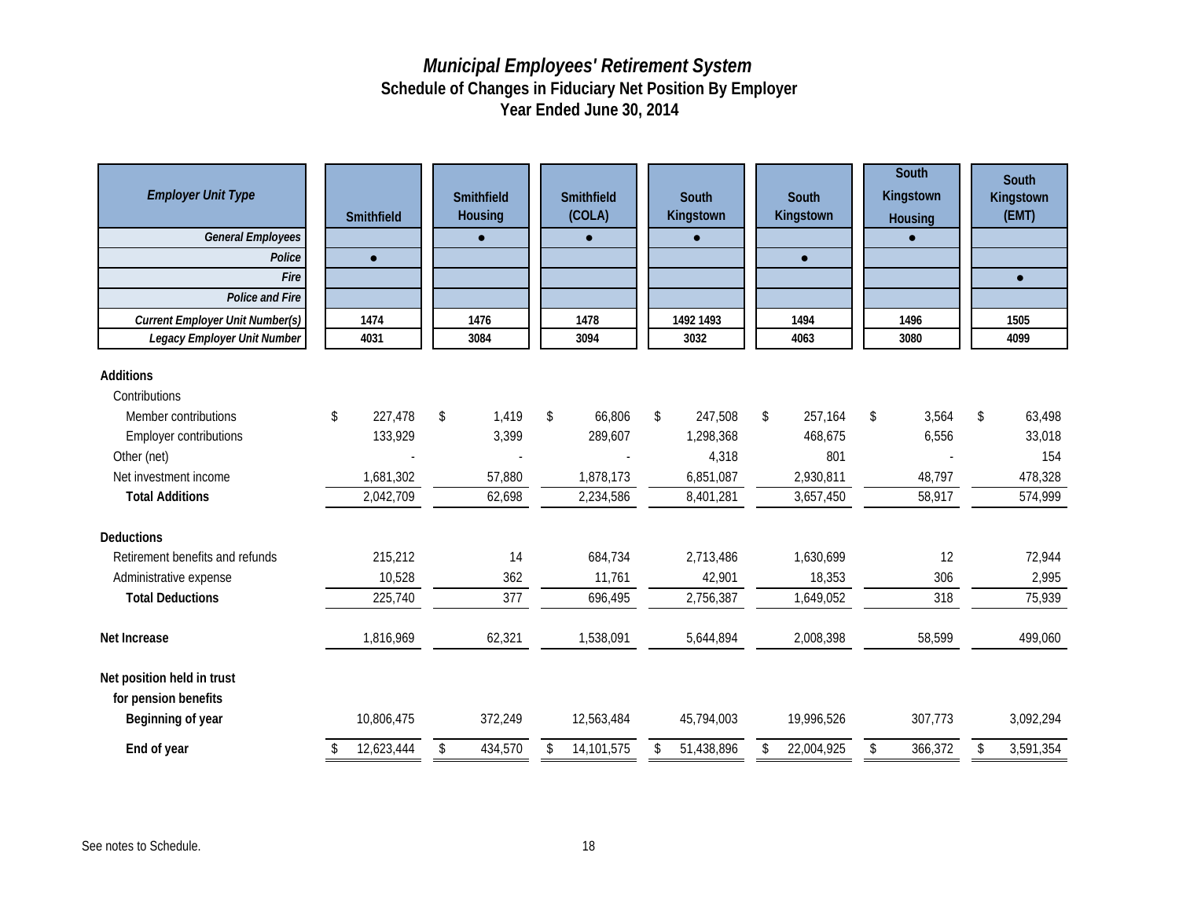# *Municipal Employees' Retirement System*

## Schedule of Changes in Fiduciary Net Position By Employer

## Year Ended June 30, 2014

| *Employer Unit Type* | Smithfield | Smithfield Housing | Smithfield (COLA) | South Kingstown | South Kingstown | South Kingstown Housing | South Kingstown (EMT) |
|---|---|---|---|---|---|---|---|
| ***General Employees*** | | ● | ● | ● | | ● | |
| ***Police*** | ● | | | | ● | | |
| ***Fire*** | | | | | | | ● |
| ***Police and Fire*** | | | | | | | |
| ***Current Employer Unit Number(s)*** | 1474 | 1476 | 1478 | 1492 1493 | 1494 | 1496 | 1505 |
| ***Legacy Employer Unit Number*** | 4031 | 3084 | 3094 | 3032 | 4063 | 3080 | 4099 |
| **Additions** | | | | | | | |
| Contributions | | | | | | | |
| Member contributions | $ 227,478 | $ 1,419 | $ 66,806 | $ 247,508 | $ 257,164 | $ 3,564 | $ 63,498 |
| Employer contributions | 133,929 | 3,399 | 289,607 | 1,298,368 | 468,675 | 6,556 | 33,018 |
| Other (net) | - | - | - | 4,318 | 801 | - | 154 |
| Net investment income | 1,681,302 | 57,880 | 1,878,173 | 6,851,087 | 2,930,811 | 48,797 | 478,328 |
| **Total Additions** | 2,042,709 | 62,698 | 2,234,586 | 8,401,281 | 3,657,450 | 58,917 | 574,999 |
| **Deductions** | | | | | | | |
| Retirement benefits and refunds | 215,212 | 14 | 684,734 | 2,713,486 | 1,630,699 | 12 | 72,944 |
| Administrative expense | 10,528 | 362 | 11,761 | 42,901 | 18,353 | 306 | 2,995 |
| **Total Deductions** | 225,740 | 377 | 696,495 | 2,756,387 | 1,649,052 | 318 | 75,939 |
| **Net Increase** | 1,816,969 | 62,321 | 1,538,091 | 5,644,894 | 2,008,398 | 58,599 | 499,060 |
| **Net position held in trust for pension benefits** | | | | | | | |
| **Beginning of year** | 10,806,475 | 372,249 | 12,563,484 | 45,794,003 | 19,996,526 | 307,773 | 3,092,294 |
| **End of year** | $ 12,623,444 | $ 434,570 | $ 14,101,575 | $ 51,438,896 | $ 22,004,925 | $ 366,372 | $ 3,591,354 |

See notes to Schedule.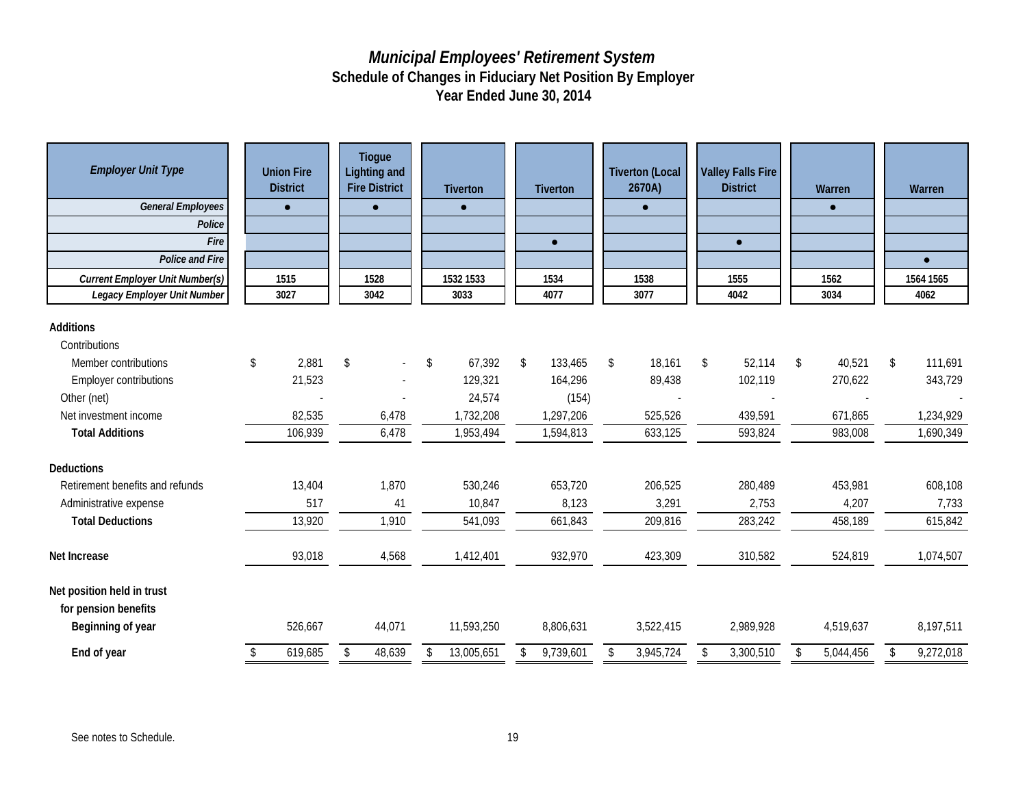# *Municipal Employees' Retirement System*

## Schedule of Changes in Fiduciary Net Position By Employer

## Year Ended June 30, 2014

| ***Employer Unit Type*** | **Union Fire District** | **Tiogue Lighting and Fire District** | **Tiverton** | **Tiverton** | **Tiverton (Local 2670A)** | **Valley Falls Fire District** | **Warren** | **Warren** |
|---|---|---|---|---|---|---|---|---|
| ***General Employees*** | ● | ● | ● | | ● | | ● | |
| ***Police*** | | | | | | | | |
| ***Fire*** | | | | ● | | ● | | |
| ***Police and Fire*** | | | | | | | | ● |
| ***Current Employer Unit Number(s)*** | 1515 | 1528 | 1532 1533 | 1534 | 1538 | 1555 | 1562 | 1564 1565 |
| ***Legacy Employer Unit Number*** | 3027 | 3042 | 3033 | 4077 | 3077 | 4042 | 3034 | 4062 |
| **Additions** | | | | | | | | |
| Contributions | | | | | | | | |
| Member contributions | $ 2,881 | $ - | $ 67,392 | $ 133,465 | $ 18,161 | $ 52,114 | $ 40,521 | $ 111,691 |
| Employer contributions | 21,523 | - | 129,321 | 164,296 | 89,438 | 102,119 | 270,622 | 343,729 |
| Other (net) | - | - | 24,574 | (154) | - | - | - | - |
| Net investment income | 82,535 | 6,478 | 1,732,208 | 1,297,206 | 525,526 | 439,591 | 671,865 | 1,234,929 |
| **Total Additions** | 106,939 | 6,478 | 1,953,494 | 1,594,813 | 633,125 | 593,824 | 983,008 | 1,690,349 |
| **Deductions** | | | | | | | | |
| Retirement benefits and refunds | 13,404 | 1,870 | 530,246 | 653,720 | 206,525 | 280,489 | 453,981 | 608,108 |
| Administrative expense | 517 | 41 | 10,847 | 8,123 | 3,291 | 2,753 | 4,207 | 7,733 |
| **Total Deductions** | 13,920 | 1,910 | 541,093 | 661,843 | 209,816 | 283,242 | 458,189 | 615,842 |
| **Net Increase** | 93,018 | 4,568 | 1,412,401 | 932,970 | 423,309 | 310,582 | 524,819 | 1,074,507 |
| **Net position held in trust for pension benefits** | | | | | | | | |
| **Beginning of year** | 526,667 | 44,071 | 11,593,250 | 8,806,631 | 3,522,415 | 2,989,928 | 4,519,637 | 8,197,511 |
| **End of year** | $ 619,685 | $ 48,639 | $ 13,005,651 | $ 9,739,601 | $ 3,945,724 | $ 3,300,510 | $ 5,044,456 | $ 9,272,018 |

See notes to Schedule.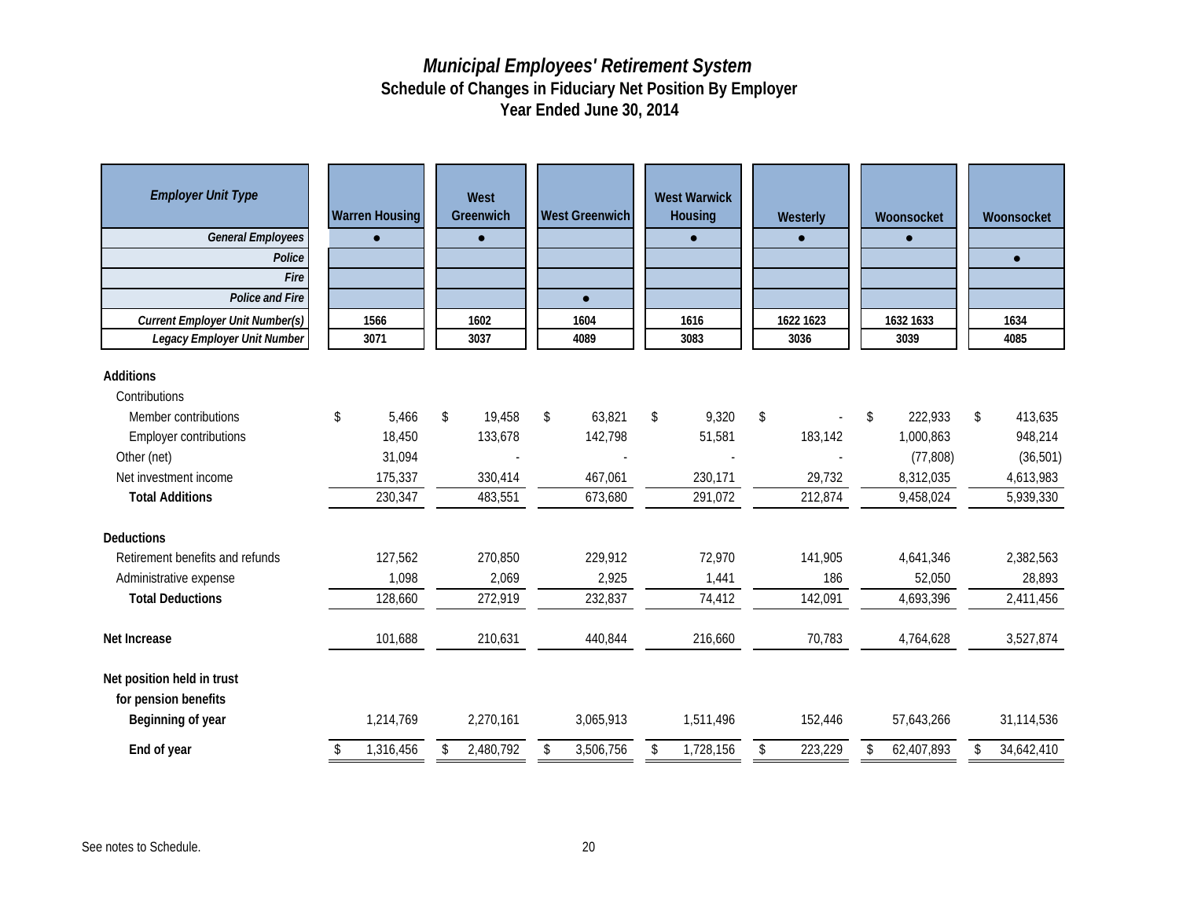# *Municipal Employees' Retirement System*
## Schedule of Changes in Fiduciary Net Position By Employer
## Year Ended June 30, 2014

| *Employer Unit Type* | Warren Housing | West Greenwich | West Greenwich | West Warwick Housing | Westerly | Woonsocket | Woonsocket |
|---|---|---|---|---|---|---|---|
| *General Employees* | ● | ● | | ● | ● | ● | |
| *Police* | | | | | | | ● |
| *Fire* | | | | | | | |
| *Police and Fire* | | | ● | | | | |
| *Current Employer Unit Number(s)* | 1566 | 1602 | 1604 | 1616 | 1622 1623 | 1632 1633 | 1634 |
| *Legacy Employer Unit Number* | 3071 | 3037 | 4089 | 3083 | 3036 | 3039 | 4085 |
| **Additions** | | | | | | | |
| Contributions | | | | | | | |
| Member contributions | $ 5,466 | $ 19,458 | $ 63,821 | $ 9,320 | $ - | $ 222,933 | $ 413,635 |
| Employer contributions | 18,450 | 133,678 | 142,798 | 51,581 | 183,142 | 1,000,863 | 948,214 |
| Other (net) | 31,094 | - | - | - | - | (77,808) | (36,501) |
| Net investment income | 175,337 | 330,414 | 467,061 | 230,171 | 29,732 | 8,312,035 | 4,613,983 |
| **Total Additions** | 230,347 | 483,551 | 673,680 | 291,072 | 212,874 | 9,458,024 | 5,939,330 |
| **Deductions** | | | | | | | |
| Retirement benefits and refunds | 127,562 | 270,850 | 229,912 | 72,970 | 141,905 | 4,641,346 | 2,382,563 |
| Administrative expense | 1,098 | 2,069 | 2,925 | 1,441 | 186 | 52,050 | 28,893 |
| **Total Deductions** | 128,660 | 272,919 | 232,837 | 74,412 | 142,091 | 4,693,396 | 2,411,456 |
| **Net Increase** | 101,688 | 210,631 | 440,844 | 216,660 | 70,783 | 4,764,628 | 3,527,874 |
| **Net position held in trust for pension benefits** | | | | | | | |
| **Beginning of year** | 1,214,769 | 2,270,161 | 3,065,913 | 1,511,496 | 152,446 | 57,643,266 | 31,114,536 |
| **End of year** | $ 1,316,456 | $ 2,480,792 | $ 3,506,756 | $ 1,728,156 | $ 223,229 | $ 62,407,893 | $ 34,642,410 |

See notes to Schedule.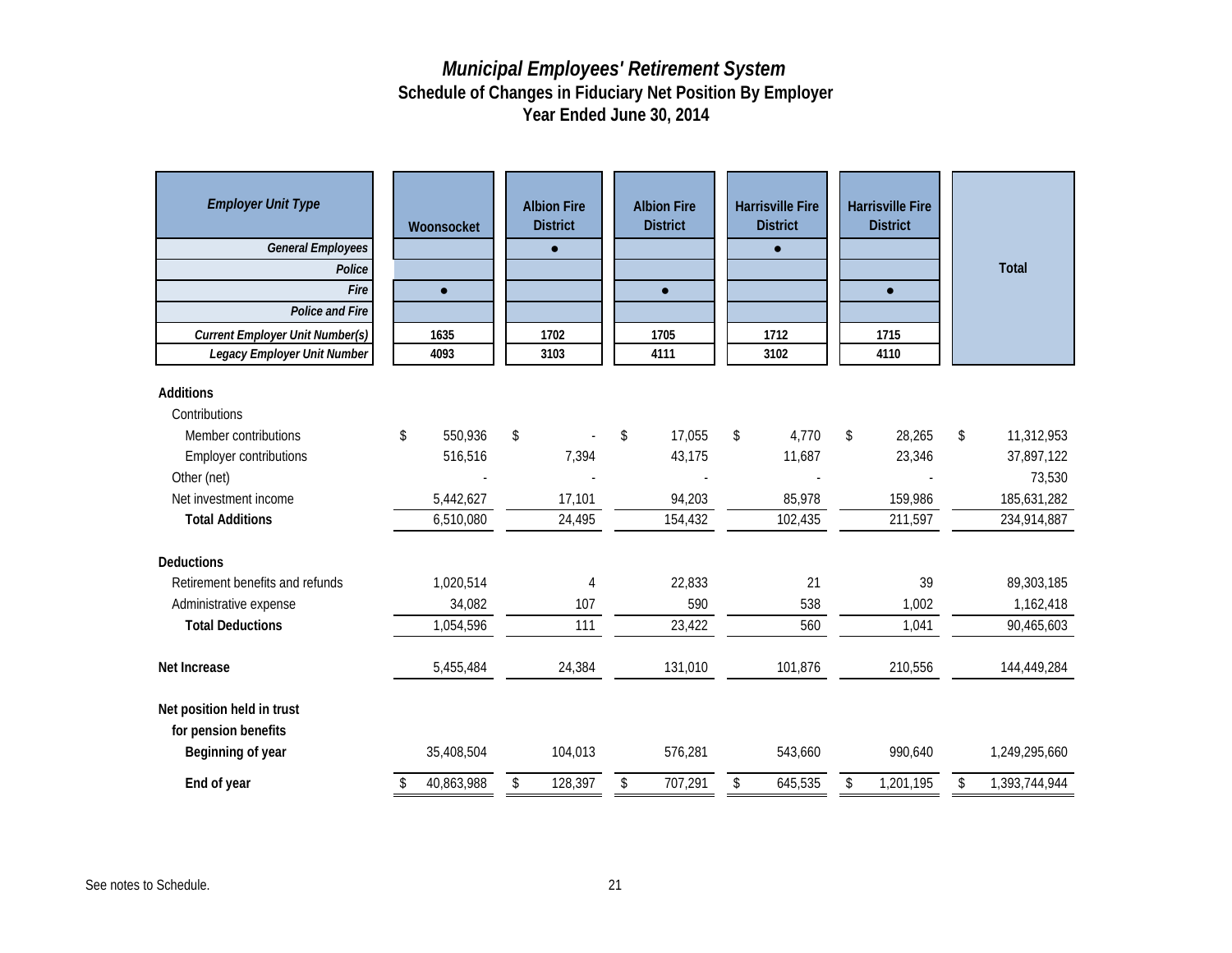# *Municipal Employees' Retirement System*

## Schedule of Changes in Fiduciary Net Position By Employer

## Year Ended June 30, 2014

| *Employer Unit Type* | Woonsocket | Albion Fire District | Albion Fire District | Harrisville Fire District | Harrisville Fire District | Total |
|---|---|---|---|---|---|---|
| *General Employees* | | ● | | ● | | |
| *Police* | | | | | | |
| *Fire* | ● | | ● | | ● | |
| *Police and Fire* | | | | | | |
| *Current Employer Unit Number(s)* | 1635 | 1702 | 1705 | 1712 | 1715 | |
| *Legacy Employer Unit Number* | 4093 | 3103 | 4111 | 3102 | 4110 | |
| **Additions** | | | | | | |
| Contributions | | | | | | |
| Member contributions | $ 550,936 | $ - | $ 17,055 | $ 4,770 | $ 28,265 | $ 11,312,953 |
| Employer contributions | 516,516 | 7,394 | 43,175 | 11,687 | 23,346 | 37,897,122 |
| Other (net) | - | - | - | - | - | 73,530 |
| Net investment income | 5,442,627 | 17,101 | 94,203 | 85,978 | 159,986 | 185,631,282 |
| **Total Additions** | 6,510,080 | 24,495 | 154,432 | 102,435 | 211,597 | 234,914,887 |
| **Deductions** | | | | | | |
| Retirement benefits and refunds | 1,020,514 | 4 | 22,833 | 21 | 39 | 89,303,185 |
| Administrative expense | 34,082 | 107 | 590 | 538 | 1,002 | 1,162,418 |
| **Total Deductions** | 1,054,596 | 111 | 23,422 | 560 | 1,041 | 90,465,603 |
| **Net Increase** | 5,455,484 | 24,384 | 131,010 | 101,876 | 210,556 | 144,449,284 |
| **Net position held in trust for pension benefits** | | | | | | |
| **Beginning of year** | 35,408,504 | 104,013 | 576,281 | 543,660 | 990,640 | 1,249,295,660 |
| **End of year** | $ 40,863,988 | $ 128,397 | $ 707,291 | $ 645,535 | $ 1,201,195 | $ 1,393,744,944 |

See notes to Schedule.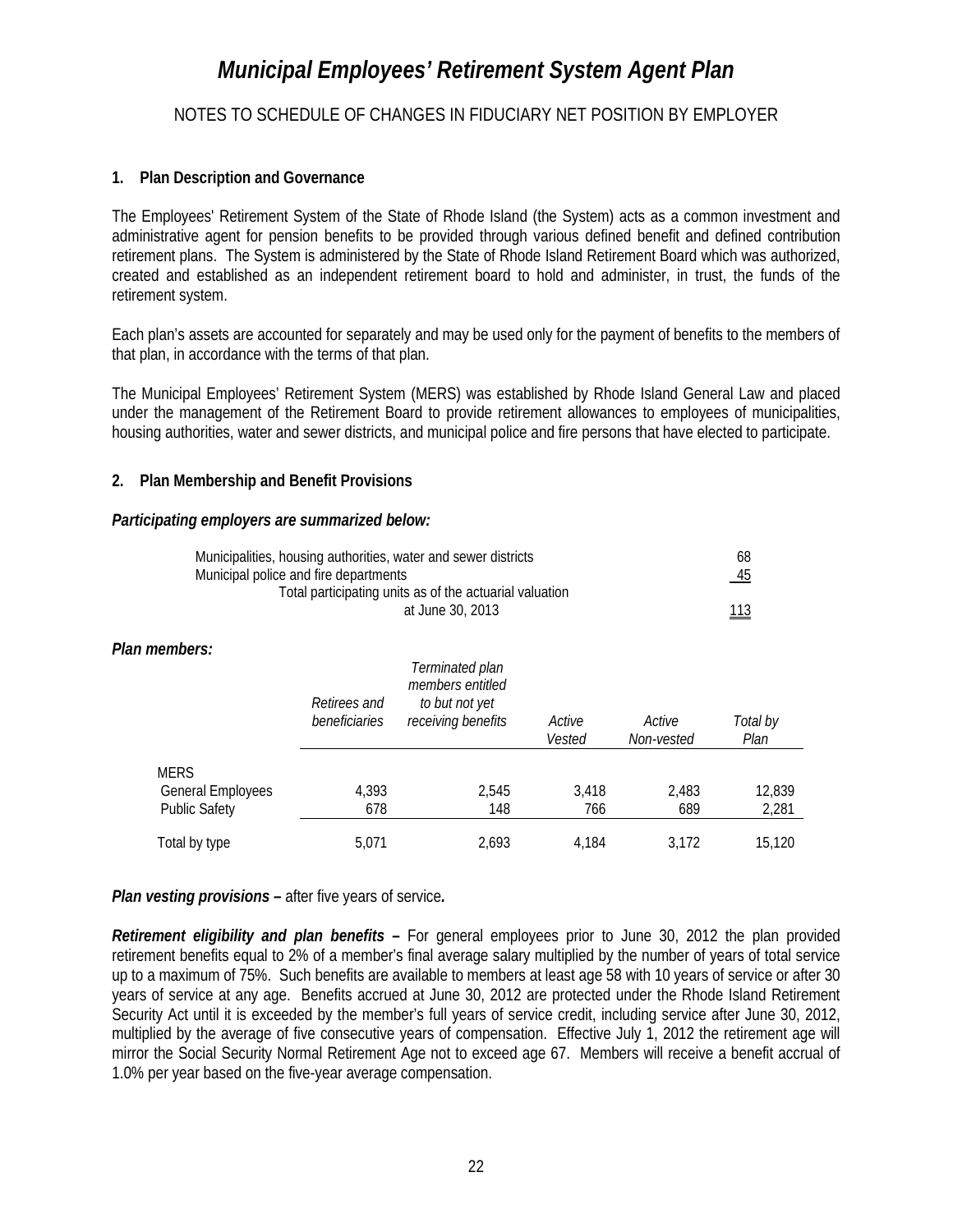# Municipal Employees' Retirement System Agent Plan

## NOTES TO SCHEDULE OF CHANGES IN FIDUCIARY NET POSITION BY EMPLOYER

### 1. Plan Description and Governance

The Employees' Retirement System of the State of Rhode Island (the System) acts as a common investment and administrative agent for pension benefits to be provided through various defined benefit and defined contribution retirement plans. The System is administered by the State of Rhode Island Retirement Board which was authorized, created and established as an independent retirement board to hold and administer, in trust, the funds of the retirement system.

Each plan's assets are accounted for separately and may be used only for the payment of benefits to the members of that plan, in accordance with the terms of that plan.

The Municipal Employees' Retirement System (MERS) was established by Rhode Island General Law and placed under the management of the Retirement Board to provide retirement allowances to employees of municipalities, housing authorities, water and sewer districts, and municipal police and fire persons that have elected to participate.

### 2. Plan Membership and Benefit Provisions

***Participating employers are summarized below:***

| | |
|---|---|
| Municipalities, housing authorities, water and sewer districts | 68 |
| Municipal police and fire departments | 45 |
| Total participating units as of the actuarial valuation at June 30, 2013 | 113 |

***Plan members:***

| | Retirees and beneficiaries | Terminated plan members entitled to but not yet receiving benefits | Active Vested | Active Non-vested | Total by Plan |
|---|---|---|---|---|---|
| MERS | | | | | |
| General Employees | 4,393 | 2,545 | 3,418 | 2,483 | 12,839 |
| Public Safety | 678 | 148 | 766 | 689 | 2,281 |
| Total by type | 5,071 | 2,693 | 4,184 | 3,172 | 15,120 |

***Plan vesting provisions –*** after five years of service***.***

***Retirement eligibility and plan benefits –*** For general employees prior to June 30, 2012 the plan provided retirement benefits equal to 2% of a member's final average salary multiplied by the number of years of total service up to a maximum of 75%. Such benefits are available to members at least age 58 with 10 years of service or after 30 years of service at any age. Benefits accrued at June 30, 2012 are protected under the Rhode Island Retirement Security Act until it is exceeded by the member's full years of service credit, including service after June 30, 2012, multiplied by the average of five consecutive years of compensation. Effective July 1, 2012 the retirement age will mirror the Social Security Normal Retirement Age not to exceed age 67. Members will receive a benefit accrual of 1.0% per year based on the five-year average compensation.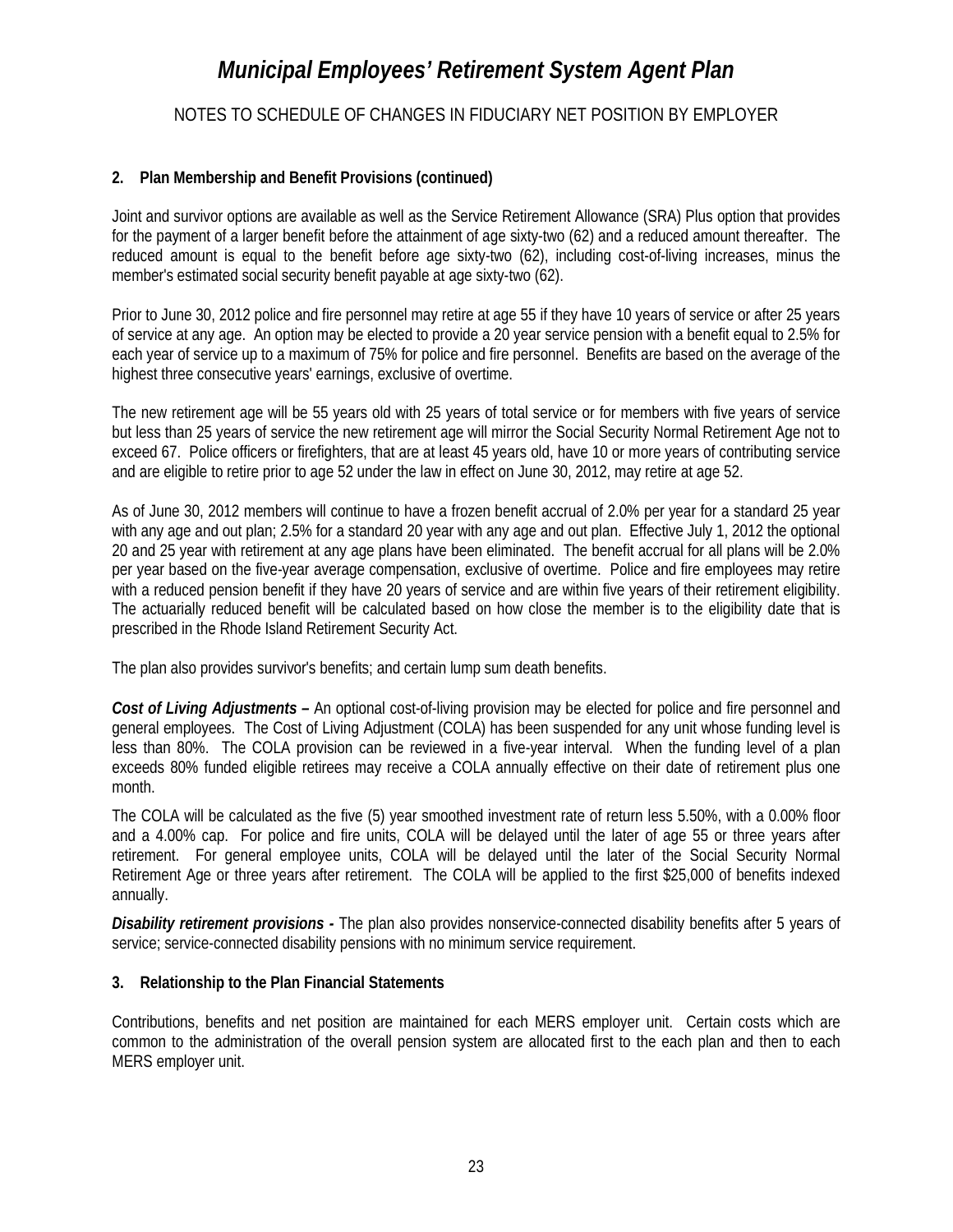# Municipal Employees' Retirement System Agent Plan

NOTES TO SCHEDULE OF CHANGES IN FIDUCIARY NET POSITION BY EMPLOYER

**2. Plan Membership and Benefit Provisions (continued)**

Joint and survivor options are available as well as the Service Retirement Allowance (SRA) Plus option that provides for the payment of a larger benefit before the attainment of age sixty-two (62) and a reduced amount thereafter. The reduced amount is equal to the benefit before age sixty-two (62), including cost-of-living increases, minus the member's estimated social security benefit payable at age sixty-two (62).

Prior to June 30, 2012 police and fire personnel may retire at age 55 if they have 10 years of service or after 25 years of service at any age. An option may be elected to provide a 20 year service pension with a benefit equal to 2.5% for each year of service up to a maximum of 75% for police and fire personnel. Benefits are based on the average of the highest three consecutive years' earnings, exclusive of overtime.

The new retirement age will be 55 years old with 25 years of total service or for members with five years of service but less than 25 years of service the new retirement age will mirror the Social Security Normal Retirement Age not to exceed 67. Police officers or firefighters, that are at least 45 years old, have 10 or more years of contributing service and are eligible to retire prior to age 52 under the law in effect on June 30, 2012, may retire at age 52.

As of June 30, 2012 members will continue to have a frozen benefit accrual of 2.0% per year for a standard 25 year with any age and out plan; 2.5% for a standard 20 year with any age and out plan. Effective July 1, 2012 the optional 20 and 25 year with retirement at any age plans have been eliminated. The benefit accrual for all plans will be 2.0% per year based on the five-year average compensation, exclusive of overtime. Police and fire employees may retire with a reduced pension benefit if they have 20 years of service and are within five years of their retirement eligibility. The actuarially reduced benefit will be calculated based on how close the member is to the eligibility date that is prescribed in the Rhode Island Retirement Security Act.

The plan also provides survivor's benefits; and certain lump sum death benefits.

***Cost of Living Adjustments –*** An optional cost-of-living provision may be elected for police and fire personnel and general employees. The Cost of Living Adjustment (COLA) has been suspended for any unit whose funding level is less than 80%. The COLA provision can be reviewed in a five-year interval. When the funding level of a plan exceeds 80% funded eligible retirees may receive a COLA annually effective on their date of retirement plus one month.

The COLA will be calculated as the five (5) year smoothed investment rate of return less 5.50%, with a 0.00% floor and a 4.00% cap. For police and fire units, COLA will be delayed until the later of age 55 or three years after retirement. For general employee units, COLA will be delayed until the later of the Social Security Normal Retirement Age or three years after retirement. The COLA will be applied to the first $25,000 of benefits indexed annually.

***Disability retirement provisions -*** The plan also provides nonservice-connected disability benefits after 5 years of service; service-connected disability pensions with no minimum service requirement.

**3. Relationship to the Plan Financial Statements**

Contributions, benefits and net position are maintained for each MERS employer unit. Certain costs which are common to the administration of the overall pension system are allocated first to the each plan and then to each MERS employer unit.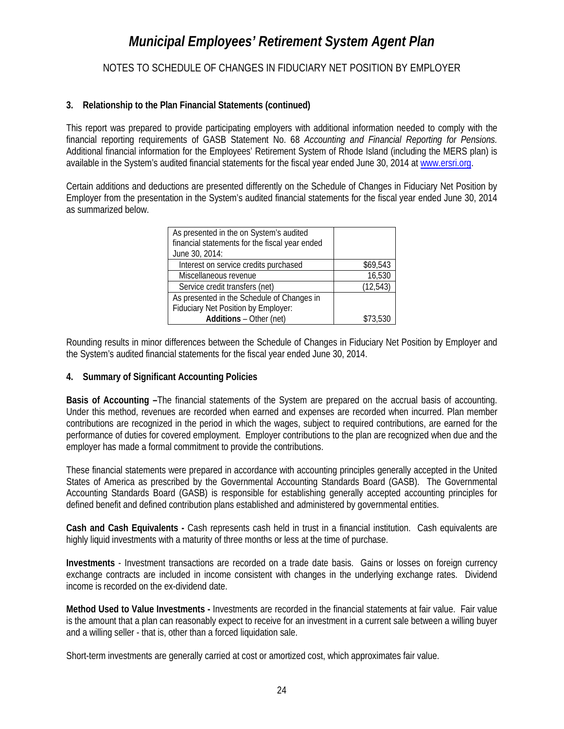# *Municipal Employees' Retirement System Agent Plan*

NOTES TO SCHEDULE OF CHANGES IN FIDUCIARY NET POSITION BY EMPLOYER

**3. Relationship to the Plan Financial Statements (continued)**

This report was prepared to provide participating employers with additional information needed to comply with the financial reporting requirements of GASB Statement No. 68 *Accounting and Financial Reporting for Pensions.* Additional financial information for the Employees' Retirement System of Rhode Island (including the MERS plan) is available in the System's audited financial statements for the fiscal year ended June 30, 2014 at www.ersri.org.

Certain additions and deductions are presented differently on the Schedule of Changes in Fiduciary Net Position by Employer from the presentation in the System's audited financial statements for the fiscal year ended June 30, 2014 as summarized below.

| As presented in the on System's audited financial statements for the fiscal year ended June 30, 2014: | |
|---|---|
| Interest on service credits purchased | $69,543 |
| Miscellaneous revenue | 16,530 |
| Service credit transfers (net) | (12,543) |
| As presented in the Schedule of Changes in Fiduciary Net Position by Employer: **Additions** – Other (net) | $73,530 |

Rounding results in minor differences between the Schedule of Changes in Fiduciary Net Position by Employer and the System's audited financial statements for the fiscal year ended June 30, 2014.

**4. Summary of Significant Accounting Policies**

**Basis of Accounting –**The financial statements of the System are prepared on the accrual basis of accounting. Under this method, revenues are recorded when earned and expenses are recorded when incurred. Plan member contributions are recognized in the period in which the wages, subject to required contributions, are earned for the performance of duties for covered employment. Employer contributions to the plan are recognized when due and the employer has made a formal commitment to provide the contributions.

These financial statements were prepared in accordance with accounting principles generally accepted in the United States of America as prescribed by the Governmental Accounting Standards Board (GASB). The Governmental Accounting Standards Board (GASB) is responsible for establishing generally accepted accounting principles for defined benefit and defined contribution plans established and administered by governmental entities.

**Cash and Cash Equivalents -** Cash represents cash held in trust in a financial institution. Cash equivalents are highly liquid investments with a maturity of three months or less at the time of purchase.

**Investments** - Investment transactions are recorded on a trade date basis. Gains or losses on foreign currency exchange contracts are included in income consistent with changes in the underlying exchange rates. Dividend income is recorded on the ex-dividend date.

**Method Used to Value Investments -** Investments are recorded in the financial statements at fair value. Fair value is the amount that a plan can reasonably expect to receive for an investment in a current sale between a willing buyer and a willing seller - that is, other than a forced liquidation sale.

Short-term investments are generally carried at cost or amortized cost, which approximates fair value.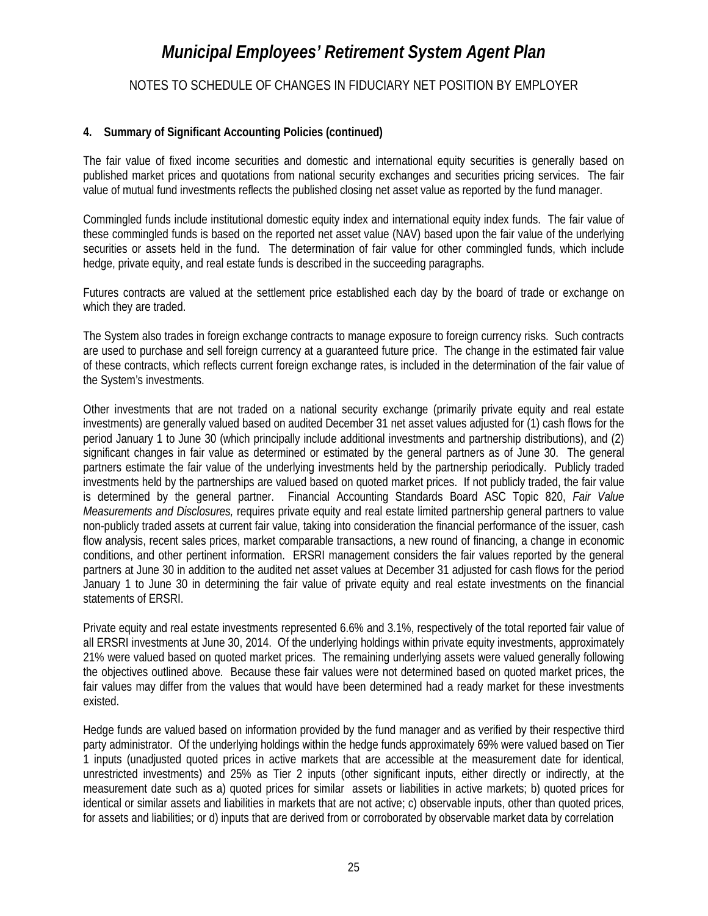## 4. Summary of Significant Accounting Policies (continued)

The fair value of fixed income securities and domestic and international equity securities is generally based on published market prices and quotations from national security exchanges and securities pricing services. The fair value of mutual fund investments reflects the published closing net asset value as reported by the fund manager.

Commingled funds include institutional domestic equity index and international equity index funds. The fair value of these commingled funds is based on the reported net asset value (NAV) based upon the fair value of the underlying securities or assets held in the fund. The determination of fair value for other commingled funds, which include hedge, private equity, and real estate funds is described in the succeeding paragraphs.

Futures contracts are valued at the settlement price established each day by the board of trade or exchange on which they are traded.

The System also trades in foreign exchange contracts to manage exposure to foreign currency risks. Such contracts are used to purchase and sell foreign currency at a guaranteed future price. The change in the estimated fair value of these contracts, which reflects current foreign exchange rates, is included in the determination of the fair value of the System's investments.

Other investments that are not traded on a national security exchange (primarily private equity and real estate investments) are generally valued based on audited December 31 net asset values adjusted for (1) cash flows for the period January 1 to June 30 (which principally include additional investments and partnership distributions), and (2) significant changes in fair value as determined or estimated by the general partners as of June 30. The general partners estimate the fair value of the underlying investments held by the partnership periodically. Publicly traded investments held by the partnerships are valued based on quoted market prices. If not publicly traded, the fair value is determined by the general partner. Financial Accounting Standards Board ASC Topic 820, *Fair Value Measurements and Disclosures,* requires private equity and real estate limited partnership general partners to value non-publicly traded assets at current fair value, taking into consideration the financial performance of the issuer, cash flow analysis, recent sales prices, market comparable transactions, a new round of financing, a change in economic conditions, and other pertinent information. ERSRI management considers the fair values reported by the general partners at June 30 in addition to the audited net asset values at December 31 adjusted for cash flows for the period January 1 to June 30 in determining the fair value of private equity and real estate investments on the financial statements of ERSRI.

Private equity and real estate investments represented 6.6% and 3.1%, respectively of the total reported fair value of all ERSRI investments at June 30, 2014. Of the underlying holdings within private equity investments, approximately 21% were valued based on quoted market prices. The remaining underlying assets were valued generally following the objectives outlined above. Because these fair values were not determined based on quoted market prices, the fair values may differ from the values that would have been determined had a ready market for these investments existed.

Hedge funds are valued based on information provided by the fund manager and as verified by their respective third party administrator. Of the underlying holdings within the hedge funds approximately 69% were valued based on Tier 1 inputs (unadjusted quoted prices in active markets that are accessible at the measurement date for identical, unrestricted investments) and 25% as Tier 2 inputs (other significant inputs, either directly or indirectly, at the measurement date such as a) quoted prices for similar assets or liabilities in active markets; b) quoted prices for identical or similar assets and liabilities in markets that are not active; c) observable inputs, other than quoted prices, for assets and liabilities; or d) inputs that are derived from or corroborated by observable market data by correlation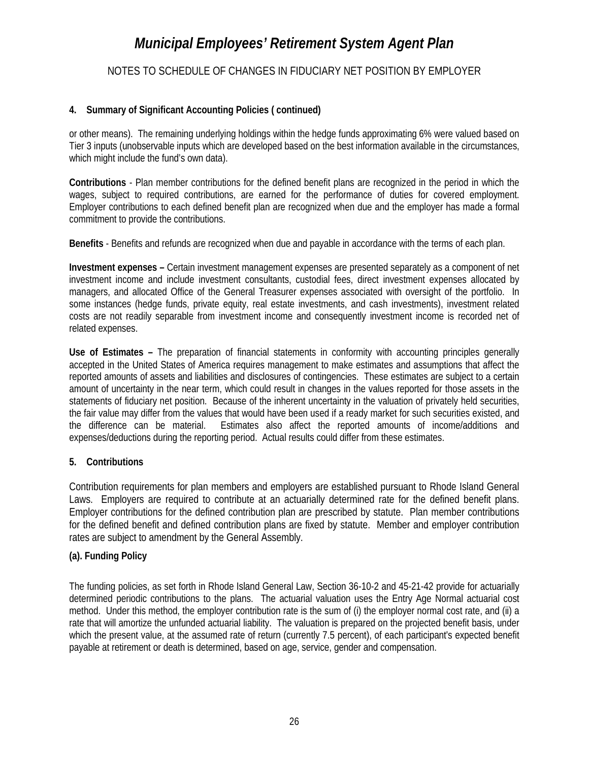# Municipal Employees' Retirement System Agent Plan

NOTES TO SCHEDULE OF CHANGES IN FIDUCIARY NET POSITION BY EMPLOYER

**4. Summary of Significant Accounting Policies ( continued)**

or other means). The remaining underlying holdings within the hedge funds approximating 6% were valued based on Tier 3 inputs (unobservable inputs which are developed based on the best information available in the circumstances, which might include the fund's own data).

**Contributions** - Plan member contributions for the defined benefit plans are recognized in the period in which the wages, subject to required contributions, are earned for the performance of duties for covered employment. Employer contributions to each defined benefit plan are recognized when due and the employer has made a formal commitment to provide the contributions.

**Benefits** - Benefits and refunds are recognized when due and payable in accordance with the terms of each plan.

**Investment expenses –** Certain investment management expenses are presented separately as a component of net investment income and include investment consultants, custodial fees, direct investment expenses allocated by managers, and allocated Office of the General Treasurer expenses associated with oversight of the portfolio. In some instances (hedge funds, private equity, real estate investments, and cash investments), investment related costs are not readily separable from investment income and consequently investment income is recorded net of related expenses.

**Use of Estimates –** The preparation of financial statements in conformity with accounting principles generally accepted in the United States of America requires management to make estimates and assumptions that affect the reported amounts of assets and liabilities and disclosures of contingencies. These estimates are subject to a certain amount of uncertainty in the near term, which could result in changes in the values reported for those assets in the statements of fiduciary net position. Because of the inherent uncertainty in the valuation of privately held securities, the fair value may differ from the values that would have been used if a ready market for such securities existed, and the difference can be material. Estimates also affect the reported amounts of income/additions and expenses/deductions during the reporting period. Actual results could differ from these estimates.

**5. Contributions**

Contribution requirements for plan members and employers are established pursuant to Rhode Island General Laws. Employers are required to contribute at an actuarially determined rate for the defined benefit plans. Employer contributions for the defined contribution plan are prescribed by statute. Plan member contributions for the defined benefit and defined contribution plans are fixed by statute. Member and employer contribution rates are subject to amendment by the General Assembly.

**(a). Funding Policy**

The funding policies, as set forth in Rhode Island General Law, Section 36-10-2 and 45-21-42 provide for actuarially determined periodic contributions to the plans. The actuarial valuation uses the Entry Age Normal actuarial cost method. Under this method, the employer contribution rate is the sum of (i) the employer normal cost rate, and (ii) a rate that will amortize the unfunded actuarial liability. The valuation is prepared on the projected benefit basis, under which the present value, at the assumed rate of return (currently 7.5 percent), of each participant's expected benefit payable at retirement or death is determined, based on age, service, gender and compensation.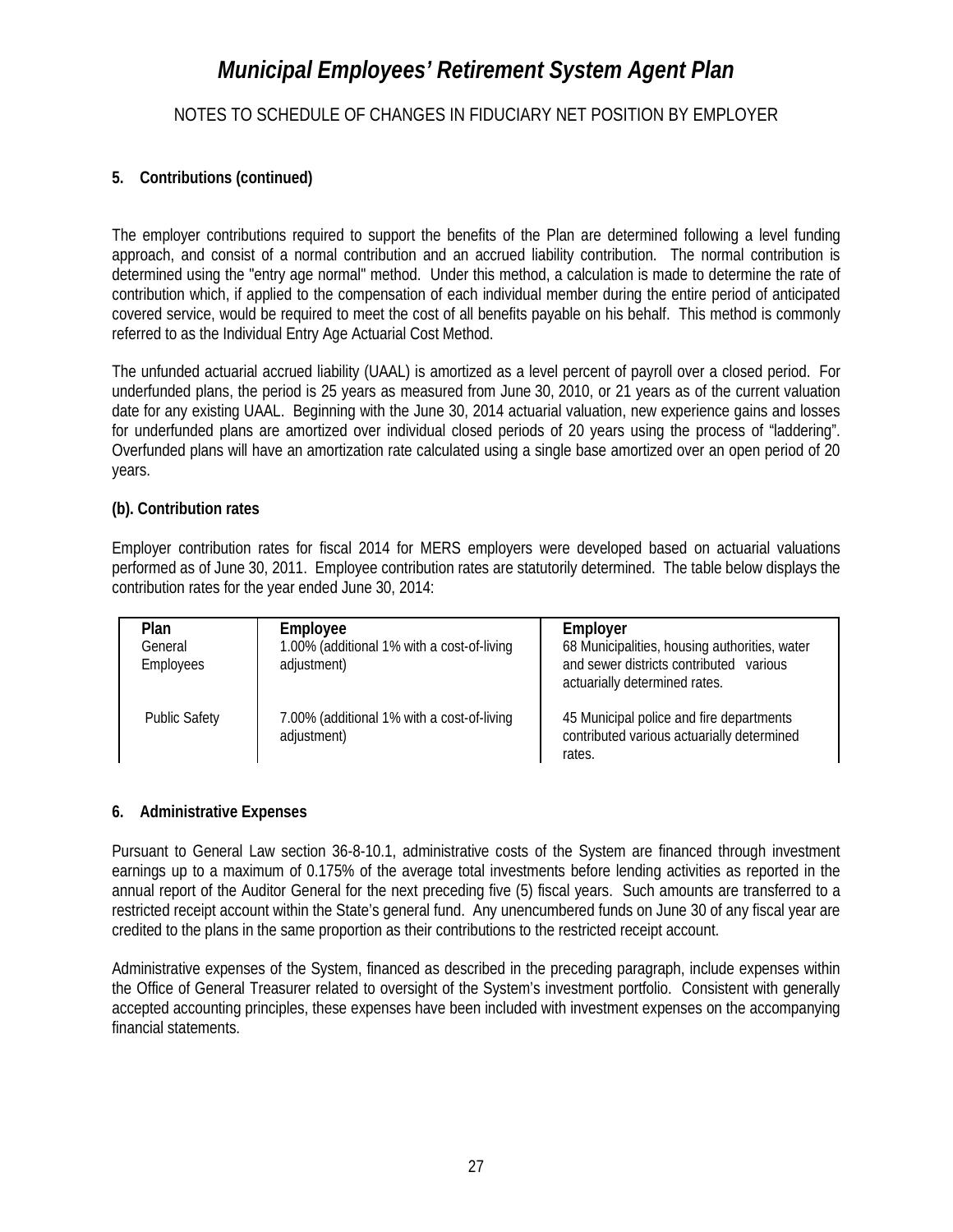# Municipal Employees' Retirement System Agent Plan

NOTES TO SCHEDULE OF CHANGES IN FIDUCIARY NET POSITION BY EMPLOYER

### 5. Contributions (continued)

The employer contributions required to support the benefits of the Plan are determined following a level funding approach, and consist of a normal contribution and an accrued liability contribution. The normal contribution is determined using the "entry age normal" method. Under this method, a calculation is made to determine the rate of contribution which, if applied to the compensation of each individual member during the entire period of anticipated covered service, would be required to meet the cost of all benefits payable on his behalf. This method is commonly referred to as the Individual Entry Age Actuarial Cost Method.

The unfunded actuarial accrued liability (UAAL) is amortized as a level percent of payroll over a closed period. For underfunded plans, the period is 25 years as measured from June 30, 2010, or 21 years as of the current valuation date for any existing UAAL. Beginning with the June 30, 2014 actuarial valuation, new experience gains and losses for underfunded plans are amortized over individual closed periods of 20 years using the process of "laddering". Overfunded plans will have an amortization rate calculated using a single base amortized over an open period of 20 years.

**(b). Contribution rates**

Employer contribution rates for fiscal 2014 for MERS employers were developed based on actuarial valuations performed as of June 30, 2011. Employee contribution rates are statutorily determined. The table below displays the contribution rates for the year ended June 30, 2014:

| Plan | Employee | Employer |
|---|---|---|
| General Employees | 1.00% (additional 1% with a cost-of-living adjustment) | 68 Municipalities, housing authorities, water and sewer districts contributed various actuarially determined rates. |
| Public Safety | 7.00% (additional 1% with a cost-of-living adjustment) | 45 Municipal police and fire departments contributed various actuarially determined rates. |

### 6. Administrative Expenses

Pursuant to General Law section 36-8-10.1, administrative costs of the System are financed through investment earnings up to a maximum of 0.175% of the average total investments before lending activities as reported in the annual report of the Auditor General for the next preceding five (5) fiscal years. Such amounts are transferred to a restricted receipt account within the State's general fund. Any unencumbered funds on June 30 of any fiscal year are credited to the plans in the same proportion as their contributions to the restricted receipt account.

Administrative expenses of the System, financed as described in the preceding paragraph, include expenses within the Office of General Treasurer related to oversight of the System's investment portfolio. Consistent with generally accepted accounting principles, these expenses have been included with investment expenses on the accompanying financial statements.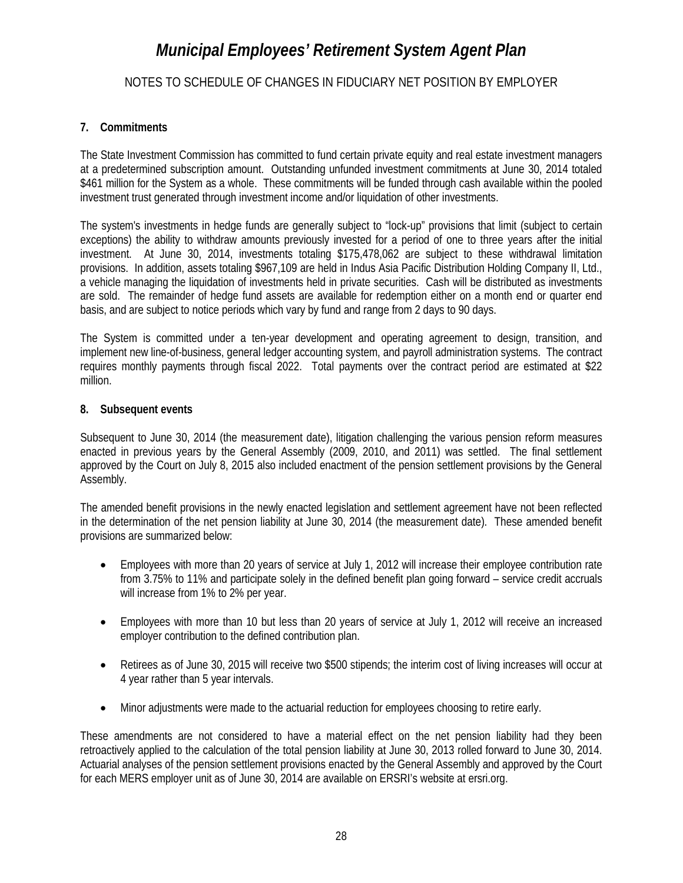# *Municipal Employees' Retirement System Agent Plan*

NOTES TO SCHEDULE OF CHANGES IN FIDUCIARY NET POSITION BY EMPLOYER

**7. Commitments**

The State Investment Commission has committed to fund certain private equity and real estate investment managers at a predetermined subscription amount. Outstanding unfunded investment commitments at June 30, 2014 totaled $461 million for the System as a whole. These commitments will be funded through cash available within the pooled investment trust generated through investment income and/or liquidation of other investments.

The system's investments in hedge funds are generally subject to "lock-up" provisions that limit (subject to certain exceptions) the ability to withdraw amounts previously invested for a period of one to three years after the initial investment. At June 30, 2014, investments totaling $175,478,062 are subject to these withdrawal limitation provisions. In addition, assets totaling $967,109 are held in Indus Asia Pacific Distribution Holding Company II, Ltd., a vehicle managing the liquidation of investments held in private securities. Cash will be distributed as investments are sold. The remainder of hedge fund assets are available for redemption either on a month end or quarter end basis, and are subject to notice periods which vary by fund and range from 2 days to 90 days.

The System is committed under a ten-year development and operating agreement to design, transition, and implement new line-of-business, general ledger accounting system, and payroll administration systems. The contract requires monthly payments through fiscal 2022. Total payments over the contract period are estimated at $22 million.

**8. Subsequent events**

Subsequent to June 30, 2014 (the measurement date), litigation challenging the various pension reform measures enacted in previous years by the General Assembly (2009, 2010, and 2011) was settled. The final settlement approved by the Court on July 8, 2015 also included enactment of the pension settlement provisions by the General Assembly.

The amended benefit provisions in the newly enacted legislation and settlement agreement have not been reflected in the determination of the net pension liability at June 30, 2014 (the measurement date). These amended benefit provisions are summarized below:

- Employees with more than 20 years of service at July 1, 2012 will increase their employee contribution rate from 3.75% to 11% and participate solely in the defined benefit plan going forward – service credit accruals will increase from 1% to 2% per year.
- Employees with more than 10 but less than 20 years of service at July 1, 2012 will receive an increased employer contribution to the defined contribution plan.
- Retirees as of June 30, 2015 will receive two $500 stipends; the interim cost of living increases will occur at 4 year rather than 5 year intervals.
- Minor adjustments were made to the actuarial reduction for employees choosing to retire early.

These amendments are not considered to have a material effect on the net pension liability had they been retroactively applied to the calculation of the total pension liability at June 30, 2013 rolled forward to June 30, 2014. Actuarial analyses of the pension settlement provisions enacted by the General Assembly and approved by the Court for each MERS employer unit as of June 30, 2014 are available on ERSRI's website at ersri.org.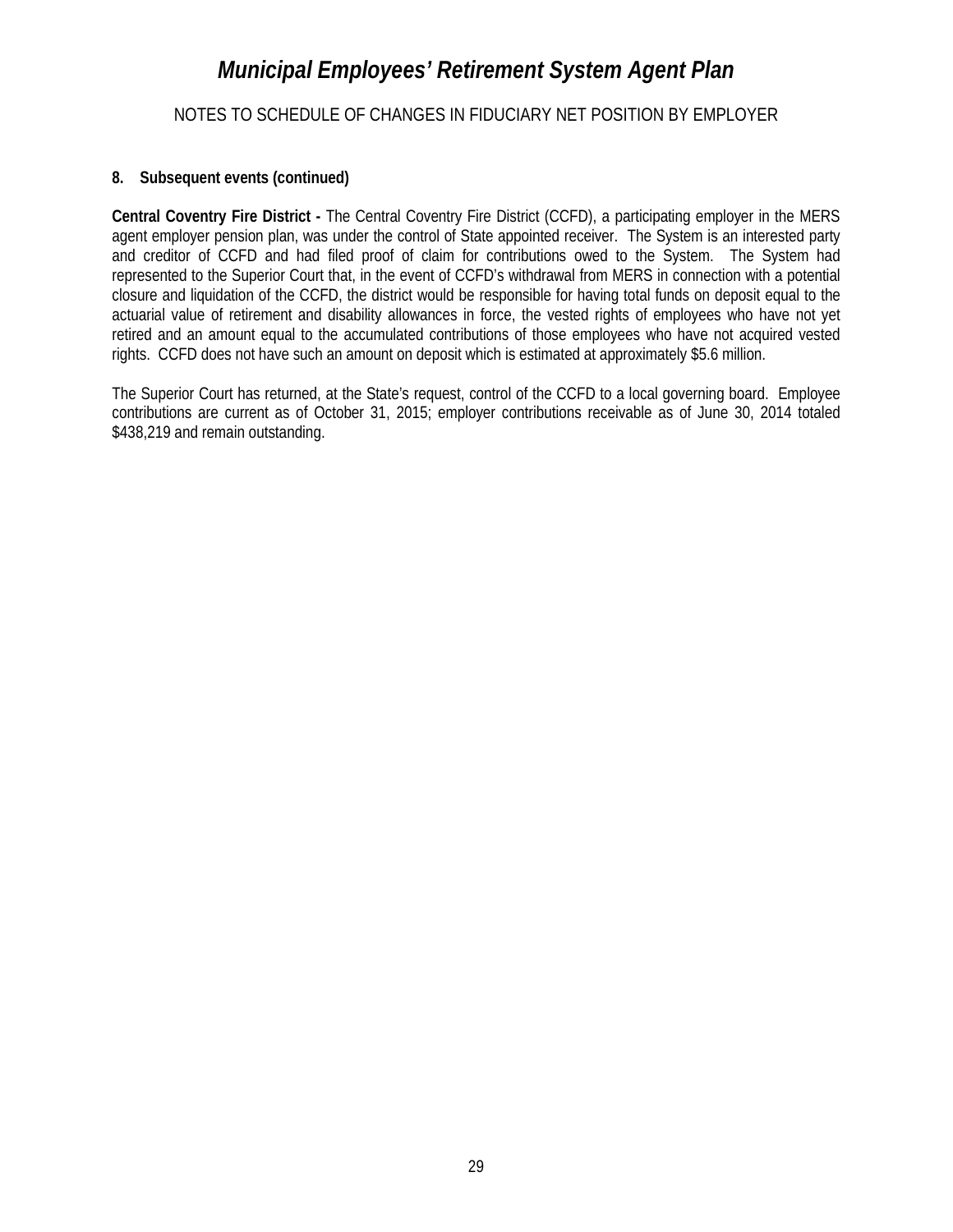# *Municipal Employees' Retirement System Agent Plan*

NOTES TO SCHEDULE OF CHANGES IN FIDUCIARY NET POSITION BY EMPLOYER

**8. Subsequent events (continued)**

**Central Coventry Fire District -** The Central Coventry Fire District (CCFD), a participating employer in the MERS agent employer pension plan, was under the control of State appointed receiver. The System is an interested party and creditor of CCFD and had filed proof of claim for contributions owed to the System. The System had represented to the Superior Court that, in the event of CCFD's withdrawal from MERS in connection with a potential closure and liquidation of the CCFD, the district would be responsible for having total funds on deposit equal to the actuarial value of retirement and disability allowances in force, the vested rights of employees who have not yet retired and an amount equal to the accumulated contributions of those employees who have not acquired vested rights. CCFD does not have such an amount on deposit which is estimated at approximately $5.6 million.

The Superior Court has returned, at the State's request, control of the CCFD to a local governing board. Employee contributions are current as of October 31, 2015; employer contributions receivable as of June 30, 2014 totaled $438,219 and remain outstanding.